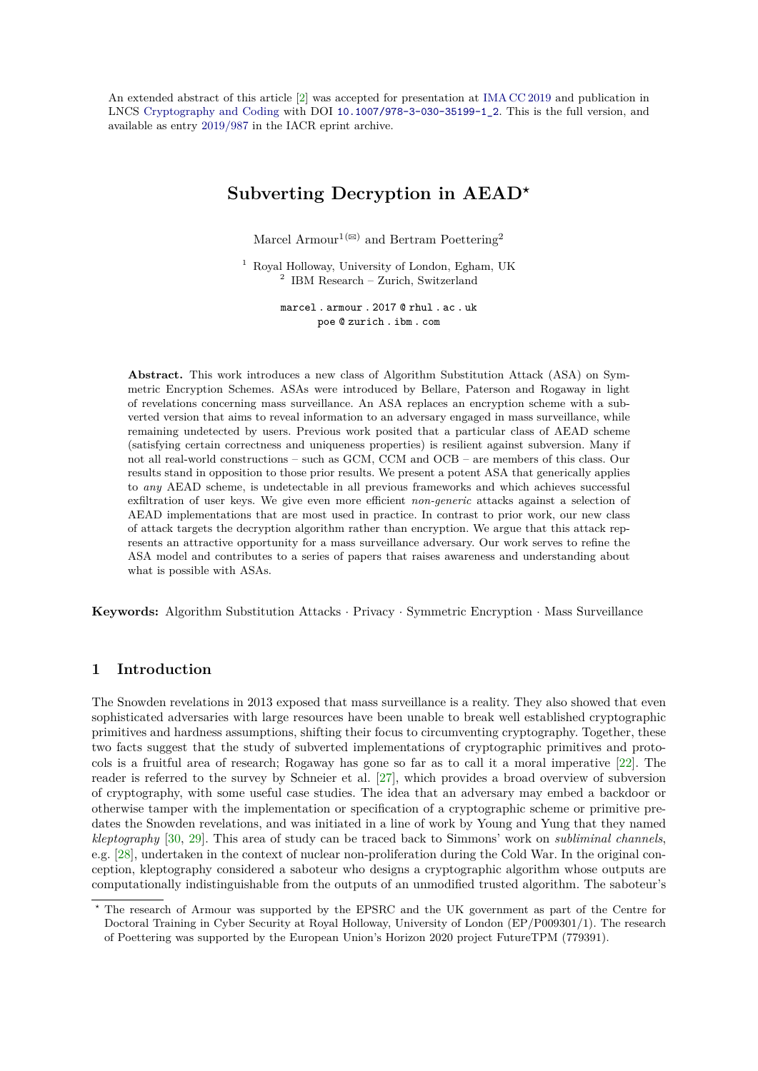An extended abstract of this article [2] was accepted for presentation at IMA CC 2019 and publication in LNCS Cryptography and Coding with DOI 10.1007/978-3-030-35199-1_2. This is the full version, and available as entry 2019/987 in the IACR eprint archive.

# Subverting Decryption in AEAD*

Marcel Armour[1(✉)] and Bertram Poettering[2]

[1] Royal Holloway, University of London, Egham, UK
[2] IBM Research – Zurich, Switzerland

marcel . armour . 2017 @ rhul . ac . uk
poe @ zurich . ibm . com

**Abstract.** This work introduces a new class of Algorithm Substitution Attack (ASA) on Symmetric Encryption Schemes. ASAs were introduced by Bellare, Paterson and Rogaway in light of revelations concerning mass surveillance. An ASA replaces an encryption scheme with a subverted version that aims to reveal information to an adversary engaged in mass surveillance, while remaining undetected by users. Previous work posited that a particular class of AEAD scheme (satisfying certain correctness and uniqueness properties) is resilient against subversion. Many if not all real-world constructions – such as GCM, CCM and OCB – are members of this class. Our results stand in opposition to those prior results. We present a potent ASA that generically applies to *any* AEAD scheme, is undetectable in all previous frameworks and which achieves successful exfiltration of user keys. We give even more efficient *non-generic* attacks against a selection of AEAD implementations that are most used in practice. In contrast to prior work, our new class of attack targets the decryption algorithm rather than encryption. We argue that this attack represents an attractive opportunity for a mass surveillance adversary. Our work serves to refine the ASA model and contributes to a series of papers that raises awareness and understanding about what is possible with ASAs.

**Keywords:** Algorithm Substitution Attacks · Privacy · Symmetric Encryption · Mass Surveillance

## 1 Introduction

The Snowden revelations in 2013 exposed that mass surveillance is a reality. They also showed that even sophisticated adversaries with large resources have been unable to break well established cryptographic primitives and hardness assumptions, shifting their focus to circumventing cryptography. Together, these two facts suggest that the study of subverted implementations of cryptographic primitives and protocols is a fruitful area of research; Rogaway has gone so far as to call it a moral imperative [22]. The reader is referred to the survey by Schneier et al. [27], which provides a broad overview of subversion of cryptography, with some useful case studies. The idea that an adversary may embed a backdoor or otherwise tamper with the implementation or specification of a cryptographic scheme or primitive predates the Snowden revelations, and was initiated in a line of work by Young and Yung that they named *kleptography* [30, 29]. This area of study can be traced back to Simmons' work on *subliminal channels*, e.g. [28], undertaken in the context of nuclear non-proliferation during the Cold War. In the original conception, kleptography considered a saboteur who designs a cryptographic algorithm whose outputs are computationally indistinguishable from the outputs of an unmodified trusted algorithm. The saboteur's

* The research of Armour was supported by the EPSRC and the UK government as part of the Centre for Doctoral Training in Cyber Security at Royal Holloway, University of London (EP/P009301/1). The research of Poettering was supported by the European Union's Horizon 2020 project FutureTPM (779391).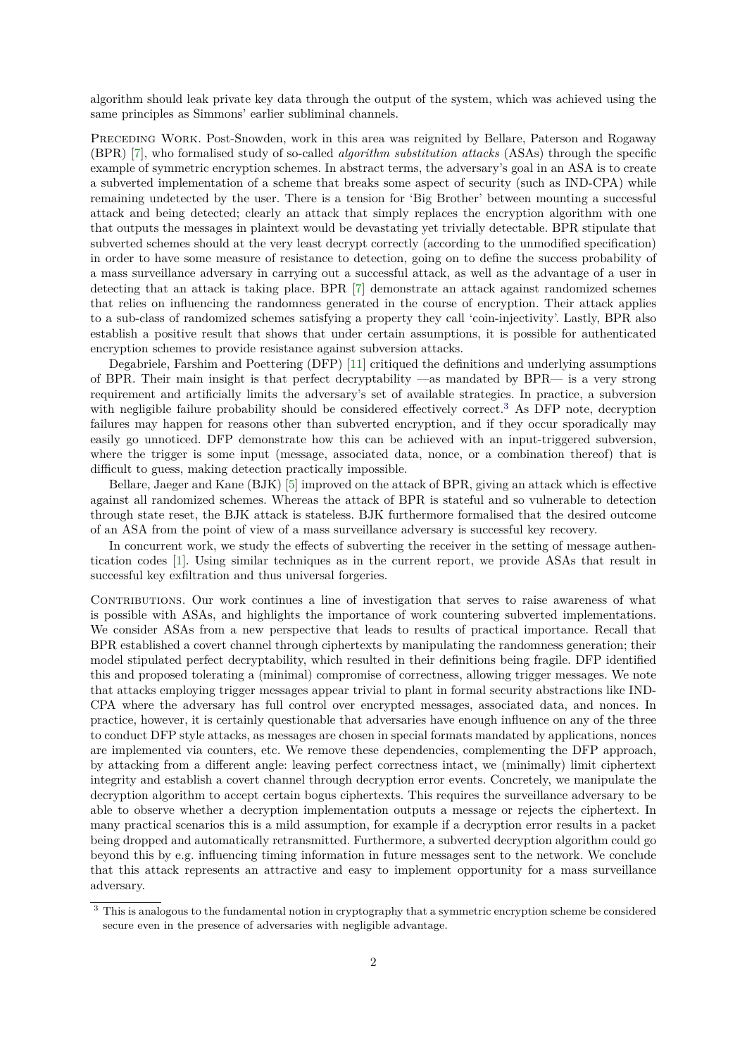algorithm should leak private key data through the output of the system, which was achieved using the same principles as Simmons' earlier subliminal channels.

Preceding Work. Post-Snowden, work in this area was reignited by Bellare, Paterson and Rogaway (BPR) [7], who formalised study of so-called *algorithm substitution attacks* (ASAs) through the specific example of symmetric encryption schemes. In abstract terms, the adversary's goal in an ASA is to create a subverted implementation of a scheme that breaks some aspect of security (such as IND-CPA) while remaining undetected by the user. There is a tension for 'Big Brother' between mounting a successful attack and being detected; clearly an attack that simply replaces the encryption algorithm with one that outputs the messages in plaintext would be devastating yet trivially detectable. BPR stipulate that subverted schemes should at the very least decrypt correctly (according to the unmodified specification) in order to have some measure of resistance to detection, going on to define the success probability of a mass surveillance adversary in carrying out a successful attack, as well as the advantage of a user in detecting that an attack is taking place. BPR [7] demonstrate an attack against randomized schemes that relies on influencing the randomness generated in the course of encryption. Their attack applies to a sub-class of randomized schemes satisfying a property they call 'coin-injectivity'. Lastly, BPR also establish a positive result that shows that under certain assumptions, it is possible for authenticated encryption schemes to provide resistance against subversion attacks.

Degabriele, Farshim and Poettering (DFP) [11] critiqued the definitions and underlying assumptions of BPR. Their main insight is that perfect decryptability —as mandated by BPR— is a very strong requirement and artificially limits the adversary's set of available strategies. In practice, a subversion with negligible failure probability should be considered effectively correct.[3] As DFP note, decryption failures may happen for reasons other than subverted encryption, and if they occur sporadically may easily go unnoticed. DFP demonstrate how this can be achieved with an input-triggered subversion, where the trigger is some input (message, associated data, nonce, or a combination thereof) that is difficult to guess, making detection practically impossible.

Bellare, Jaeger and Kane (BJK) [5] improved on the attack of BPR, giving an attack which is effective against all randomized schemes. Whereas the attack of BPR is stateful and so vulnerable to detection through state reset, the BJK attack is stateless. BJK furthermore formalised that the desired outcome of an ASA from the point of view of a mass surveillance adversary is successful key recovery.

In concurrent work, we study the effects of subverting the receiver in the setting of message authentication codes [1]. Using similar techniques as in the current report, we provide ASAs that result in successful key exfiltration and thus universal forgeries.

Contributions. Our work continues a line of investigation that serves to raise awareness of what is possible with ASAs, and highlights the importance of work countering subverted implementations. We consider ASAs from a new perspective that leads to results of practical importance. Recall that BPR established a covert channel through ciphertexts by manipulating the randomness generation; their model stipulated perfect decryptability, which resulted in their definitions being fragile. DFP identified this and proposed tolerating a (minimal) compromise of correctness, allowing trigger messages. We note that attacks employing trigger messages appear trivial to plant in formal security abstractions like IND-CPA where the adversary has full control over encrypted messages, associated data, and nonces. In practice, however, it is certainly questionable that adversaries have enough influence on any of the three to conduct DFP style attacks, as messages are chosen in special formats mandated by applications, nonces are implemented via counters, etc. We remove these dependencies, complementing the DFP approach, by attacking from a different angle: leaving perfect correctness intact, we (minimally) limit ciphertext integrity and establish a covert channel through decryption error events. Concretely, we manipulate the decryption algorithm to accept certain bogus ciphertexts. This requires the surveillance adversary to be able to observe whether a decryption implementation outputs a message or rejects the ciphertext. In many practical scenarios this is a mild assumption, for example if a decryption error results in a packet being dropped and automatically retransmitted. Furthermore, a subverted decryption algorithm could go beyond this by e.g. influencing timing information in future messages sent to the network. We conclude that this attack represents an attractive and easy to implement opportunity for a mass surveillance adversary.

[3] This is analogous to the fundamental notion in cryptography that a symmetric encryption scheme be considered secure even in the presence of adversaries with negligible advantage.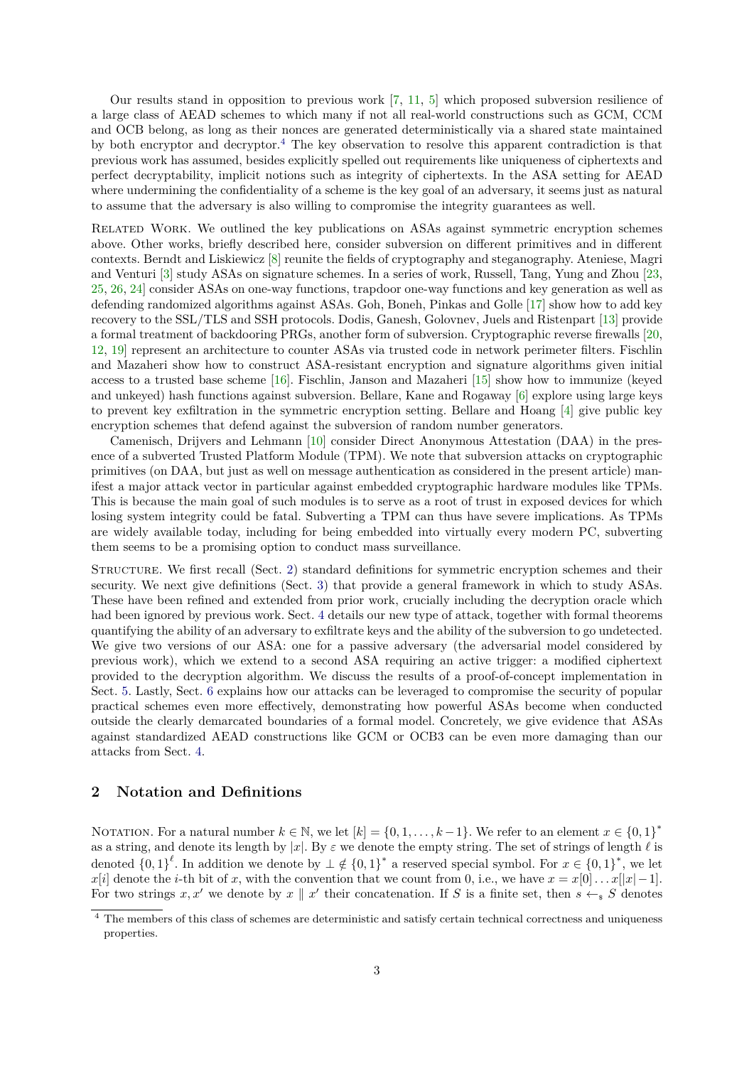Our results stand in opposition to previous work [7, 11, 5] which proposed subversion resilience of a large class of AEAD schemes to which many if not all real-world constructions such as GCM, CCM and OCB belong, as long as their nonces are generated deterministically via a shared state maintained by both encryptor and decryptor.[4] The key observation to resolve this apparent contradiction is that previous work has assumed, besides explicitly spelled out requirements like uniqueness of ciphertexts and perfect decryptability, implicit notions such as integrity of ciphertexts. In the ASA setting for AEAD where undermining the confidentiality of a scheme is the key goal of an adversary, it seems just as natural to assume that the adversary is also willing to compromise the integrity guarantees as well.

Related Work. We outlined the key publications on ASAs against symmetric encryption schemes above. Other works, briefly described here, consider subversion on different primitives and in different contexts. Berndt and Liskiewicz [8] reunite the fields of cryptography and steganography. Ateniese, Magri and Venturi [3] study ASAs on signature schemes. In a series of work, Russell, Tang, Yung and Zhou [23, 25, 26, 24] consider ASAs on one-way functions, trapdoor one-way functions and key generation as well as defending randomized algorithms against ASAs. Goh, Boneh, Pinkas and Golle [17] show how to add key recovery to the SSL/TLS and SSH protocols. Dodis, Ganesh, Golovnev, Juels and Ristenpart [13] provide a formal treatment of backdooring PRGs, another form of subversion. Cryptographic reverse firewalls [20, 12, 19] represent an architecture to counter ASAs via trusted code in network perimeter filters. Fischlin and Mazaheri show how to construct ASA-resistant encryption and signature algorithms given initial access to a trusted base scheme [16]. Fischlin, Janson and Mazaheri [15] show how to immunize (keyed and unkeyed) hash functions against subversion. Bellare, Kane and Rogaway [6] explore using large keys to prevent key exfiltration in the symmetric encryption setting. Bellare and Hoang [4] give public key encryption schemes that defend against the subversion of random number generators.

Camenisch, Drijvers and Lehmann [10] consider Direct Anonymous Attestation (DAA) in the presence of a subverted Trusted Platform Module (TPM). We note that subversion attacks on cryptographic primitives (on DAA, but just as well on message authentication as considered in the present article) manifest a major attack vector in particular against embedded cryptographic hardware modules like TPMs. This is because the main goal of such modules is to serve as a root of trust in exposed devices for which losing system integrity could be fatal. Subverting a TPM can thus have severe implications. As TPMs are widely available today, including for being embedded into virtually every modern PC, subverting them seems to be a promising option to conduct mass surveillance.

Structure. We first recall (Sect. 2) standard definitions for symmetric encryption schemes and their security. We next give definitions (Sect. 3) that provide a general framework in which to study ASAs. These have been refined and extended from prior work, crucially including the decryption oracle which had been ignored by previous work. Sect. 4 details our new type of attack, together with formal theorems quantifying the ability of an adversary to exfiltrate keys and the ability of the subversion to go undetected. We give two versions of our ASA: one for a passive adversary (the adversarial model considered by previous work), which we extend to a second ASA requiring an active trigger: a modified ciphertext provided to the decryption algorithm. We discuss the results of a proof-of-concept implementation in Sect. 5. Lastly, Sect. 6 explains how our attacks can be leveraged to compromise the security of popular practical schemes even more effectively, demonstrating how powerful ASAs become when conducted outside the clearly demarcated boundaries of a formal model. Concretely, we give evidence that ASAs against standardized AEAD constructions like GCM or OCB3 can be even more damaging than our attacks from Sect. 4.

## 2 Notation and Definitions

Notation. For a natural number $k \in \mathbb{N}$, we let $[k] = \{0, 1, \ldots, k-1\}$. We refer to an element $x \in \{0,1\}^*$ as a string, and denote its length by $|x|$. By $\varepsilon$ we denote the empty string. The set of strings of length $\ell$ is denoted $\{0,1\}^\ell$. In addition we denote by $\perp \notin \{0,1\}^*$ a reserved special symbol. For $x \in \{0,1\}^*$, we let $x[i]$ denote the $i$-th bit of $x$, with the convention that we count from 0, i.e., we have $x = x[0] \ldots x[|x|-1]$. For two strings $x, x'$ we denote by $x \parallel x'$ their concatenation. If $S$ is a finite set, then $s \leftarrow_\$ S$ denotes

[4] The members of this class of schemes are deterministic and satisfy certain technical correctness and uniqueness properties.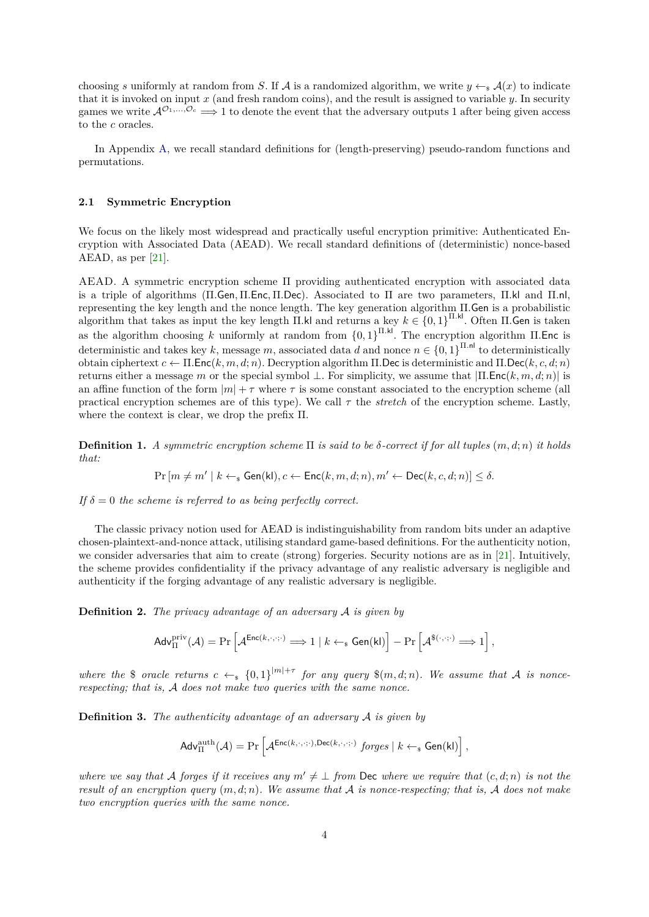choosing $s$ uniformly at random from $S$. If $\mathcal{A}$ is a randomized algorithm, we write $y \leftarrow_{\$} \mathcal{A}(x)$ to indicate that it is invoked on input $x$ (and fresh random coins), and the result is assigned to variable $y$. In security games we write $\mathcal{A}^{\mathcal{O}_1,\ldots,\mathcal{O}_c} \Longrightarrow 1$ to denote the event that the adversary outputs 1 after being given access to the $c$ oracles.

In Appendix A, we recall standard definitions for (length-preserving) pseudo-random functions and permutations.

### 2.1 Symmetric Encryption

We focus on the likely most widespread and practically useful encryption primitive: Authenticated Encryption with Associated Data (AEAD). We recall standard definitions of (deterministic) nonce-based AEAD, as per [21].

AEAD. A symmetric encryption scheme $\Pi$ providing authenticated encryption with associated data is a triple of algorithms $(\Pi.\mathsf{Gen}, \Pi.\mathsf{Enc}, \Pi.\mathsf{Dec})$. Associated to $\Pi$ are two parameters, $\Pi.\mathsf{kl}$ and $\Pi.\mathsf{nl}$, representing the key length and the nonce length. The key generation algorithm $\Pi.\mathsf{Gen}$ is a probabilistic algorithm that takes as input the key length $\Pi.\mathsf{kl}$ and returns a key $k \in \{0,1\}^{\Pi.\mathsf{kl}}$. Often $\Pi.\mathsf{Gen}$ is taken as the algorithm choosing $k$ uniformly at random from $\{0,1\}^{\Pi.\mathsf{kl}}$. The encryption algorithm $\Pi.\mathsf{Enc}$ is deterministic and takes key $k$, message $m$, associated data $d$ and nonce $n \in \{0,1\}^{\Pi.\mathsf{nl}}$ to deterministically obtain ciphertext $c \leftarrow \Pi.\mathsf{Enc}(k, m, d; n)$. Decryption algorithm $\Pi.\mathsf{Dec}$ is deterministic and $\Pi.\mathsf{Dec}(k, c, d; n)$ returns either a message $m$ or the special symbol $\perp$. For simplicity, we assume that $|\Pi.\mathsf{Enc}(k, m, d; n)|$ is an affine function of the form $|m| + \tau$ where $\tau$ is some constant associated to the encryption scheme (all practical encryption schemes are of this type). We call $\tau$ the *stretch* of the encryption scheme. Lastly, where the context is clear, we drop the prefix $\Pi$.

**Definition 1.** *A symmetric encryption scheme $\Pi$ is said to be $\delta$-correct if for all tuples $(m, d; n)$ it holds that:*

$$\Pr\left[m \neq m' \mid k \leftarrow_{\$} \mathsf{Gen}(\mathsf{kl}), c \leftarrow \mathsf{Enc}(k, m, d; n), m' \leftarrow \mathsf{Dec}(k, c, d; n)\right] \leq \delta.$$

*If $\delta = 0$ the scheme is referred to as being perfectly correct.*

The classic privacy notion used for AEAD is indistinguishability from random bits under an adaptive chosen-plaintext-and-nonce attack, utilising standard game-based definitions. For the authenticity notion, we consider adversaries that aim to create (strong) forgeries. Security notions are as in [21]. Intuitively, the scheme provides confidentiality if the privacy advantage of any realistic adversary is negligible and authenticity if the forging advantage of any realistic adversary is negligible.

**Definition 2.** *The privacy advantage of an adversary $\mathcal{A}$ is given by*

$$\mathsf{Adv}_{\Pi}^{\mathrm{priv}}(\mathcal{A}) = \Pr\left[\mathcal{A}^{\mathsf{Enc}(k,\cdot,\cdot;\cdot)} \Longrightarrow 1 \mid k \leftarrow_{\$} \mathsf{Gen}(\mathsf{kl})\right] - \Pr\left[\mathcal{A}^{\$(\cdot,\cdot;\cdot)} \Longrightarrow 1\right],$$

*where the $\$$ oracle returns $c \leftarrow_{\$} \{0,1\}^{|m|+\tau}$ for any query $\$(m, d; n)$. We assume that $\mathcal{A}$ is nonce-respecting; that is, $\mathcal{A}$ does not make two queries with the same nonce.*

**Definition 3.** *The authenticity advantage of an adversary $\mathcal{A}$ is given by*

$$\mathsf{Adv}_{\Pi}^{\mathrm{auth}}(\mathcal{A}) = \Pr\left[\mathcal{A}^{\mathsf{Enc}(k,\cdot,\cdot;\cdot),\mathsf{Dec}(k,\cdot,\cdot;\cdot)} \text{ forges} \mid k \leftarrow_{\$} \mathsf{Gen}(\mathsf{kl})\right],$$

*where we say that $\mathcal{A}$ forges if it receives any $m' \neq \perp$ from $\mathsf{Dec}$ where we require that $(c, d; n)$ is not the result of an encryption query $(m, d; n)$. We assume that $\mathcal{A}$ is nonce-respecting; that is, $\mathcal{A}$ does not make two encryption queries with the same nonce.*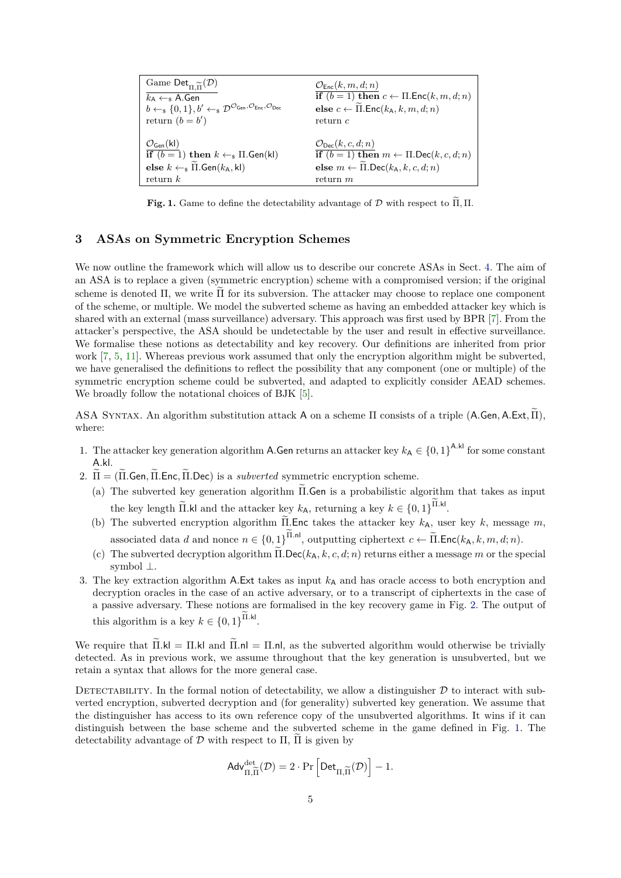| Game $\mathsf{Det}_{\Pi,\widetilde{\Pi}}(\mathcal{D})$ | $\mathcal{O}_{\mathsf{Enc}}(k, m, d; n)$ |
|---|---|
| $k_{\mathsf{A}} \leftarrow_\$ \mathsf{A.Gen}$ | **if** $(b = 1)$ **then** $c \leftarrow \Pi.\mathsf{Enc}(k, m, d; n)$ |
| $b \leftarrow_\$ \{0, 1\}, b' \leftarrow_\$ \mathcal{D}^{\mathcal{O}_{\mathsf{Gen}}, \mathcal{O}_{\mathsf{Enc}}, \mathcal{O}_{\mathsf{Dec}}}$ | **else** $c \leftarrow \widetilde{\Pi}.\mathsf{Enc}(k_{\mathsf{A}}, k, m, d; n)$ |
| return $(b = b')$ | return $c$ |
| | |
| $\mathcal{O}_{\mathsf{Gen}}(\mathsf{kl})$ | $\mathcal{O}_{\mathsf{Dec}}(k, c, d; n)$ |
| **if** $(b = 1)$ **then** $k \leftarrow_\$ \Pi.\mathsf{Gen}(\mathsf{kl})$ | **if** $(b = 1)$ **then** $m \leftarrow \Pi.\mathsf{Dec}(k, c, d; n)$ |
| **else** $k \leftarrow_\$ \widetilde{\Pi}.\mathsf{Gen}(k_{\mathsf{A}}, \mathsf{kl})$ | **else** $m \leftarrow \widetilde{\Pi}.\mathsf{Dec}(k_{\mathsf{A}}, k, c, d; n)$ |
| return $k$ | return $m$ |

**Fig. 1.** Game to define the detectability advantage of $\mathcal{D}$ with respect to $\widetilde{\Pi}, \Pi$.

## 3 ASAs on Symmetric Encryption Schemes

We now outline the framework which will allow us to describe our concrete ASAs in Sect. 4. The aim of an ASA is to replace a given (symmetric encryption) scheme with a compromised version; if the original scheme is denoted $\Pi$, we write $\widetilde{\Pi}$ for its subversion. The attacker may choose to replace one component of the scheme, or multiple. We model the subverted scheme as having an embedded attacker key which is shared with an external (mass surveillance) adversary. This approach was first used by BPR [7]. From the attacker's perspective, the ASA should be undetectable by the user and result in effective surveillance. We formalise these notions as detectability and key recovery. Our definitions are inherited from prior work [7, 5, 11]. Whereas previous work assumed that only the encryption algorithm might be subverted, we have generalised the definitions to reflect the possibility that any component (one or multiple) of the symmetric encryption scheme could be subverted, and adapted to explicitly consider AEAD schemes. We broadly follow the notational choices of BJK [5].

ASA Syntax. An algorithm substitution attack $\mathsf{A}$ on a scheme $\Pi$ consists of a triple $(\mathsf{A.Gen}, \mathsf{A.Ext}, \widetilde{\Pi})$, where:

1. The attacker key generation algorithm $\mathsf{A.Gen}$ returns an attacker key $k_{\mathsf{A}} \in \{0,1\}^{\mathsf{A.kl}}$ for some constant $\mathsf{A.kl}$.
2. $\widetilde{\Pi} = (\widetilde{\Pi}.\mathsf{Gen}, \widetilde{\Pi}.\mathsf{Enc}, \widetilde{\Pi}.\mathsf{Dec})$ is a *subverted* symmetric encryption scheme.
   (a) The subverted key generation algorithm $\widetilde{\Pi}.\mathsf{Gen}$ is a probabilistic algorithm that takes as input the key length $\widetilde{\Pi}.\mathsf{kl}$ and the attacker key $k_{\mathsf{A}}$, returning a key $k \in \{0,1\}^{\widetilde{\Pi}.\mathsf{kl}}$.
   (b) The subverted encryption algorithm $\widetilde{\Pi}.\mathsf{Enc}$ takes the attacker key $k_{\mathsf{A}}$, user key $k$, message $m$, associated data $d$ and nonce $n \in \{0,1\}^{\widetilde{\Pi}.\mathsf{nl}}$, outputting ciphertext $c \leftarrow \widetilde{\Pi}.\mathsf{Enc}(k_{\mathsf{A}}, k, m, d; n)$.
   (c) The subverted decryption algorithm $\widetilde{\Pi}.\mathsf{Dec}(k_{\mathsf{A}}, k, c, d; n)$ returns either a message $m$ or the special symbol $\perp$.
3. The key extraction algorithm $\mathsf{A.Ext}$ takes as input $k_{\mathsf{A}}$ and has oracle access to both encryption and decryption oracles in the case of an active adversary, or to a transcript of ciphertexts in the case of a passive adversary. These notions are formalised in the key recovery game in Fig. 2. The output of this algorithm is a key $k \in \{0,1\}^{\widetilde{\Pi}.\mathsf{kl}}$.

We require that $\widetilde{\Pi}.\mathsf{kl} = \Pi.\mathsf{kl}$ and $\widetilde{\Pi}.\mathsf{nl} = \Pi.\mathsf{nl}$, as the subverted algorithm would otherwise be trivially detected. As in previous work, we assume throughout that the key generation is unsubverted, but we retain a syntax that allows for the more general case.

Detectability. In the formal notion of detectability, we allow a distinguisher $\mathcal{D}$ to interact with subverted encryption, subverted decryption and (for generality) subverted key generation. We assume that the distinguisher has access to its own reference copy of the unsubverted algorithms. It wins if it can distinguish between the base scheme and the subverted scheme in the game defined in Fig. 1. The detectability advantage of $\mathcal{D}$ with respect to $\Pi$, $\widetilde{\Pi}$ is given by

$$\mathsf{Adv}^{\mathrm{det}}_{\Pi,\widetilde{\Pi}}(\mathcal{D}) = 2 \cdot \Pr\left[\mathsf{Det}_{\Pi,\widetilde{\Pi}}(\mathcal{D})\right] - 1.$$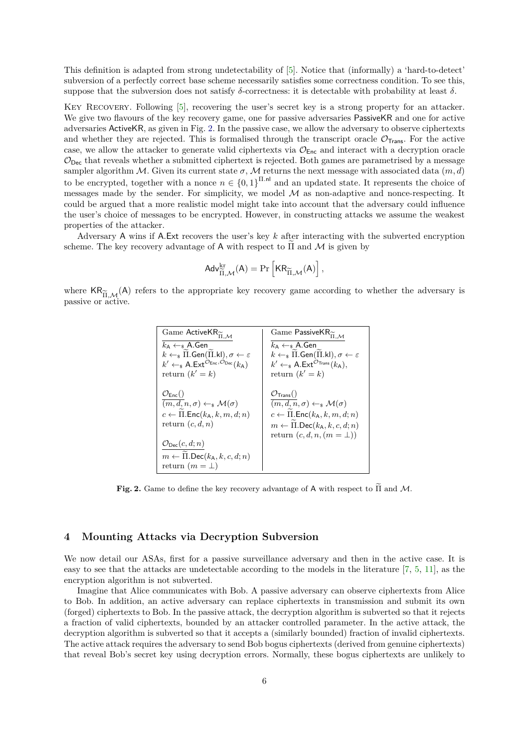This definition is adapted from strong undetectability of [5]. Notice that (informally) a 'hard-to-detect' subversion of a perfectly correct base scheme necessarily satisfies some correctness condition. To see this, suppose that the subversion does not satisfy $\delta$-correctness: it is detectable with probability at least $\delta$.

Key Recovery. Following [5], recovering the user's secret key is a strong property for an attacker. We give two flavours of the key recovery game, one for passive adversaries PassiveKR and one for active adversaries ActiveKR, as given in Fig. 2. In the passive case, we allow the adversary to observe ciphertexts and whether they are rejected. This is formalised through the transcript oracle $\mathcal{O}_{\mathsf{Trans}}$. For the active case, we allow the attacker to generate valid ciphertexts via $\mathcal{O}_{\mathsf{Enc}}$ and interact with a decryption oracle $\mathcal{O}_{\mathsf{Dec}}$ that reveals whether a submitted ciphertext is rejected. Both games are parametrised by a message sampler algorithm $\mathcal{M}$. Given its current state $\sigma$, $\mathcal{M}$ returns the next message with associated data $(m, d)$ to be encrypted, together with a nonce $n \in \{0,1\}^{\Pi.\mathsf{nl}}$ and an updated state. It represents the choice of messages made by the sender. For simplicity, we model $\mathcal{M}$ as non-adaptive and nonce-respecting. It could be argued that a more realistic model might take into account that the adversary could influence the user's choice of messages to be encrypted. However, in constructing attacks we assume the weakest properties of the attacker.

Adversary A wins if A.Ext recovers the user's key $k$ after interacting with the subverted encryption scheme. The key recovery advantage of A with respect to $\widetilde{\Pi}$ and $\mathcal{M}$ is given by

$$\mathsf{Adv}^{\mathrm{kr}}_{\widetilde{\Pi},\mathcal{M}}(\mathsf{A}) = \Pr\left[\mathsf{KR}_{\widetilde{\Pi},\mathcal{M}}(\mathsf{A})\right],$$

where $\mathsf{KR}_{\widetilde{\Pi},\mathcal{M}}(\mathsf{A})$ refers to the appropriate key recovery game according to whether the adversary is passive or active.

| Game $\mathsf{ActiveKR}_{\widetilde{\Pi},\mathcal{M}}$ | Game $\mathsf{PassiveKR}_{\widetilde{\Pi},\mathcal{M}}$ |
|---|---|
| $k_{\mathsf{A}} \leftarrow_\$ \mathsf{A.Gen}$ | $k_{\mathsf{A}} \leftarrow_\$ \mathsf{A.Gen}$ |
| $k \leftarrow_\$ \widetilde{\Pi}.\mathsf{Gen}(\widetilde{\Pi}.\mathsf{kl}), \sigma \leftarrow \varepsilon$ | $k \leftarrow_\$ \widetilde{\Pi}.\mathsf{Gen}(\widetilde{\Pi}.\mathsf{kl}), \sigma \leftarrow \varepsilon$ |
| $k' \leftarrow_\$ \mathsf{A.Ext}^{\mathcal{O}_{\mathsf{Enc}},\mathcal{O}_{\mathsf{Dec}}}(k_{\mathsf{A}})$ | $k' \leftarrow_\$ \mathsf{A.Ext}^{\mathcal{O}_{\mathsf{Trans}}}(k_{\mathsf{A}})$, |
| return $(k' = k)$ | return $(k' = k)$ |
| | |
| $\mathcal{O}_{\mathsf{Enc}}()$ | $\mathcal{O}_{\mathsf{Trans}}()$ |
| $(m, d, n, \sigma) \leftarrow_\$ \mathcal{M}(\sigma)$ | $(m, d, n, \sigma) \leftarrow_\$ \mathcal{M}(\sigma)$ |
| $c \leftarrow \widetilde{\Pi}.\mathsf{Enc}(k_{\mathsf{A}}, k, m, d; n)$ | $c \leftarrow \widetilde{\Pi}.\mathsf{Enc}(k_{\mathsf{A}}, k, m, d; n)$ |
| return $(c, d, n)$ | $m \leftarrow \widetilde{\Pi}.\mathsf{Dec}(k_{\mathsf{A}}, k, c, d; n)$ |
| | return $(c, d, n, (m = \bot))$ |
| $\mathcal{O}_{\mathsf{Dec}}(c, d; n)$ | |
| $m \leftarrow \widetilde{\Pi}.\mathsf{Dec}(k_{\mathsf{A}}, k, c, d; n)$ | |
| return $(m = \bot)$ | |

**Fig. 2.** Game to define the key recovery advantage of A with respect to $\widetilde{\Pi}$ and $\mathcal{M}$.

## 4 Mounting Attacks via Decryption Subversion

We now detail our ASAs, first for a passive surveillance adversary and then in the active case. It is easy to see that the attacks are undetectable according to the models in the literature [7, 5, 11], as the encryption algorithm is not subverted.

Imagine that Alice communicates with Bob. A passive adversary can observe ciphertexts from Alice to Bob. In addition, an active adversary can replace ciphertexts in transmission and submit its own (forged) ciphertexts to Bob. In the passive attack, the decryption algorithm is subverted so that it rejects a fraction of valid ciphertexts, bounded by an attacker controlled parameter. In the active attack, the decryption algorithm is subverted so that it accepts a (similarly bounded) fraction of invalid ciphertexts. The active attack requires the adversary to send Bob bogus ciphertexts (derived from genuine ciphertexts) that reveal Bob's secret key using decryption errors. Normally, these bogus ciphertexts are unlikely to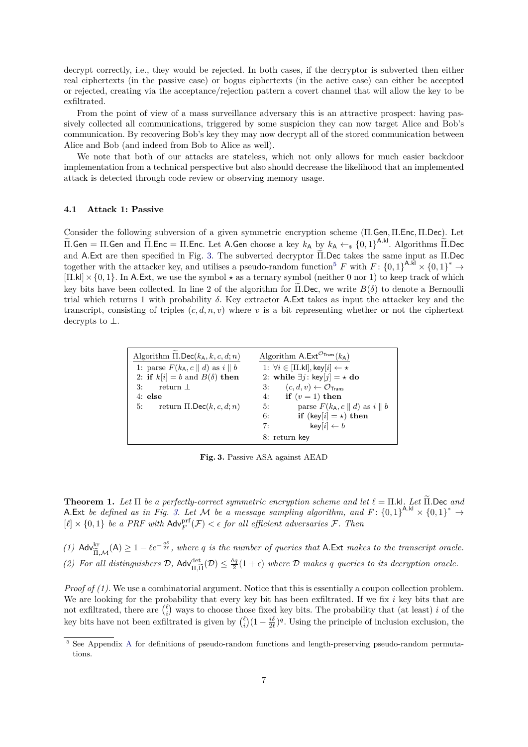decrypt correctly, i.e., they would be rejected. In both cases, if the decryptor is subverted then either real ciphertexts (in the passive case) or bogus ciphertexts (in the active case) can either be accepted or rejected, creating via the acceptance/rejection pattern a covert channel that will allow the key to be exfiltrated.

From the point of view of a mass surveillance adversary this is an attractive prospect: having passively collected all communications, triggered by some suspicion they can now target Alice and Bob's communication. By recovering Bob's key they may now decrypt all of the stored communication between Alice and Bob (and indeed from Bob to Alice as well).

We note that both of our attacks are stateless, which not only allows for much easier backdoor implementation from a technical perspective but also should decrease the likelihood that an implemented attack is detected through code review or observing memory usage.

### 4.1 Attack 1: Passive

Consider the following subversion of a given symmetric encryption scheme ($\Pi.\mathsf{Gen}, \Pi.\mathsf{Enc}, \Pi.\mathsf{Dec}$). Let $\widetilde{\Pi}.\mathsf{Gen} = \Pi.\mathsf{Gen}$ and $\widetilde{\Pi}.\mathsf{Enc} = \Pi.\mathsf{Enc}$. Let $\mathsf{A.Gen}$ choose a key $k_\mathsf{A}$ by $k_\mathsf{A} \leftarrow_\$ \{0,1\}^{\mathsf{A.kl}}$. Algorithms $\widetilde{\Pi}.\mathsf{Dec}$ and $\mathsf{A.Ext}$ are then specified in Fig. 3. The subverted decryptor $\widetilde{\Pi}.\mathsf{Dec}$ takes the same input as $\Pi.\mathsf{Dec}$ together with the attacker key, and utilises a pseudo-random function[5] $F$ with $F\colon \{0,1\}^{\mathsf{A.kl}} \times \{0,1\}^* \to [\Pi.\mathsf{kl}] \times \{0,1\}$. In $\mathsf{A.Ext}$, we use the symbol $\star$ as a ternary symbol (neither 0 nor 1) to keep track of which key bits have been collected. In line 2 of the algorithm for $\widetilde{\Pi}.\mathsf{Dec}$, we write $B(\delta)$ to denote a Bernoulli trial which returns 1 with probability $\delta$. Key extractor $\mathsf{A.Ext}$ takes as input the attacker key and the transcript, consisting of triples $(c, d, n, v)$ where $v$ is a bit representing whether or not the ciphertext decrypts to $\bot$.

```
Algorithm Π̃.Dec(k_A, k, c, d; n)
1: parse F(k_A, c ‖ d) as i ‖ b
2: if k[i] = b and B(δ) then
3:     return ⊥
4: else
5:     return Π.Dec(k, c, d; n)
```

```
Algorithm A.Ext^{O_Trans}(k_A)
1: ∀i ∈ [Π.kl], key[i] ← ⋆
2: while ∃j: key[j] = ⋆ do
3:     (c, d, v) ← O_Trans
4:     if (v = 1) then
5:         parse F(k_A, c ‖ d) as i ‖ b
6:         if (key[i] = ⋆) then
7:             key[i] ← b
8: return key
```

**Fig. 3.** Passive ASA against AEAD

**Theorem 1.** *Let $\Pi$ be a perfectly-correct symmetric encryption scheme and let $\ell = \Pi.\mathsf{kl}$. Let $\widetilde{\Pi}.\mathsf{Dec}$ and $\mathsf{A.Ext}$ be defined as in Fig. 3. Let $\mathcal{M}$ be a message sampling algorithm, and $F\colon \{0,1\}^{\mathsf{A.kl}} \times \{0,1\}^* \to [\ell] \times \{0,1\}$ be a PRF with $\mathsf{Adv}_F^{\mathrm{prf}}(\mathcal{F}) < \epsilon$ for all efficient adversaries $\mathcal{F}$. Then*

*(1)* $\mathsf{Adv}^{\mathrm{kr}}_{\widetilde{\Pi},\mathcal{M}}(\mathsf{A}) \geq 1 - \ell e^{-\frac{q\delta}{2\ell}}$*, where $q$ is the number of queries that $\mathsf{A.Ext}$ makes to the transcript oracle.*

*(2) For all distinguishers $\mathcal{D}$,* $\mathsf{Adv}^{\mathrm{det}}_{\Pi,\widetilde{\Pi}}(\mathcal{D}) \leq \frac{\delta q}{2}(1+\epsilon)$ *where $\mathcal{D}$ makes $q$ queries to its decryption oracle.*

*Proof of (1).* We use a combinatorial argument. Notice that this is essentially a coupon collection problem. We are looking for the probability that every key bit has been exfiltrated. If we fix $i$ key bits that are not exfiltrated, there are $\binom{\ell}{i}$ ways to choose those fixed key bits. The probability that (at least) $i$ of the key bits have not been exfiltrated is given by $\binom{\ell}{i}(1 - \frac{i\delta}{2\ell})^q$. Using the principle of inclusion exclusion, the

[5] See Appendix A for definitions of pseudo-random functions and length-preserving pseudo-random permutations.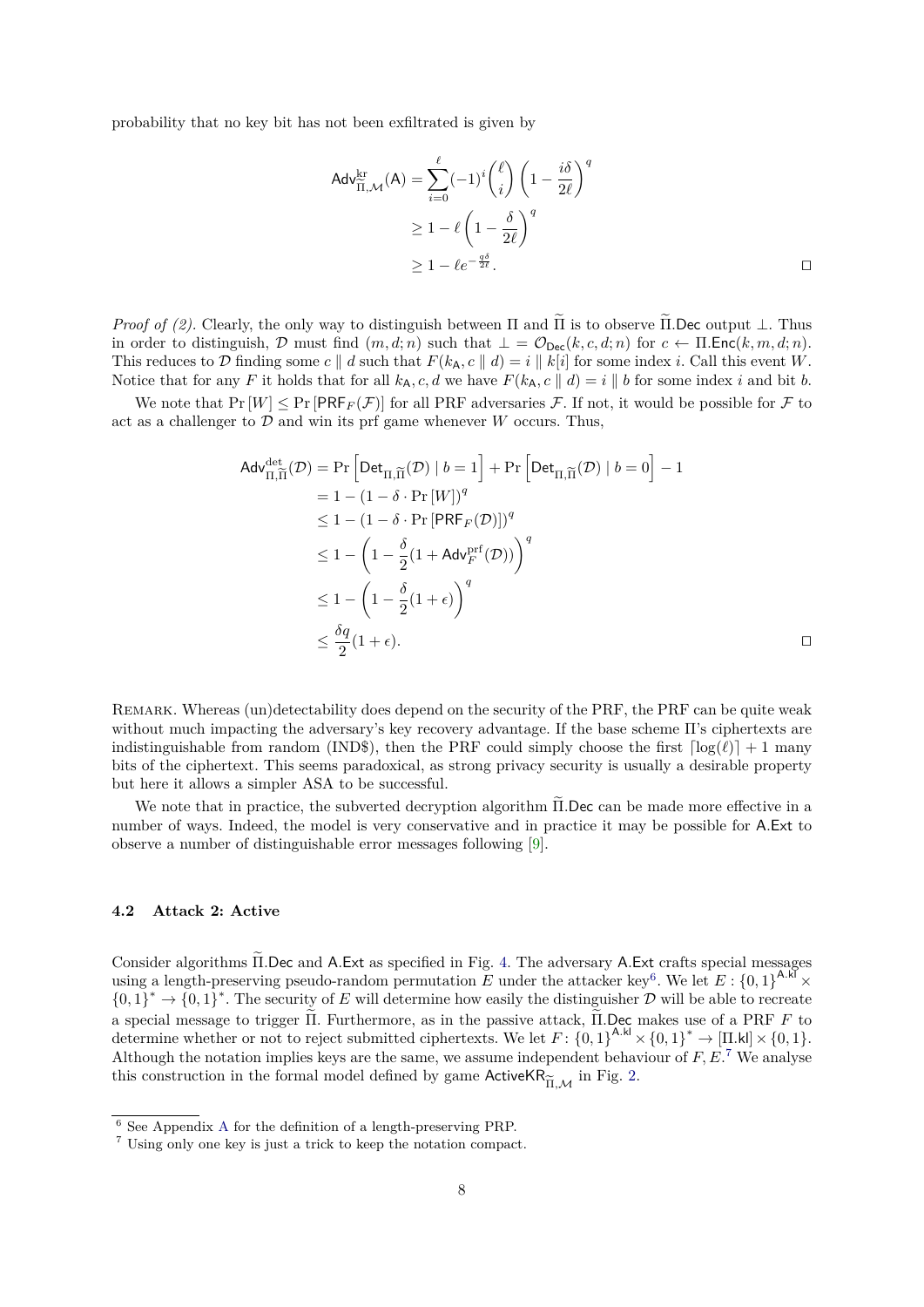probability that no key bit has not been exfiltrated is given by

$$
\begin{aligned}
\mathsf{Adv}^{\mathrm{kr}}_{\widetilde{\Pi},\mathcal{M}}(\mathsf{A}) &= \sum_{i=0}^{\ell}(-1)^i\binom{\ell}{i}\left(1-\frac{i\delta}{2\ell}\right)^q \\
&\geq 1-\ell\left(1-\frac{\delta}{2\ell}\right)^q \\
&\geq 1-\ell e^{-\frac{q\delta}{2\ell}}.
\end{aligned}
$$

◻

*Proof of (2).* Clearly, the only way to distinguish between $\Pi$ and $\widetilde{\Pi}$ is to observe $\widetilde{\Pi}.\mathsf{Dec}$ output $\perp$. Thus in order to distinguish, $\mathcal{D}$ must find $(m, d; n)$ such that $\perp = \mathcal{O}_{\mathsf{Dec}}(k, c, d; n)$ for $c \leftarrow \Pi.\mathsf{Enc}(k, m, d; n)$. This reduces to $\mathcal{D}$ finding some $c \parallel d$ such that $F(k_\mathsf{A}, c \parallel d) = i \parallel k[i]$ for some index $i$. Call this event $W$. Notice that for any $F$ it holds that for all $k_\mathsf{A}, c, d$ we have $F(k_\mathsf{A}, c \parallel d) = i \parallel b$ for some index $i$ and bit $b$.

We note that $\Pr[W] \leq \Pr[\mathsf{PRF}_F(\mathcal{F})]$ for all PRF adversaries $\mathcal{F}$. If not, it would be possible for $\mathcal{F}$ to act as a challenger to $\mathcal{D}$ and win its prf game whenever $W$ occurs. Thus,

$$
\begin{aligned}
\mathsf{Adv}^{\mathrm{det}}_{\Pi,\widetilde{\Pi}}(\mathcal{D}) &= \Pr\left[\mathsf{Det}_{\Pi,\widetilde{\Pi}}(\mathcal{D}) \mid b=1\right] + \Pr\left[\mathsf{Det}_{\Pi,\widetilde{\Pi}}(\mathcal{D}) \mid b=0\right] - 1 \\
&= 1-(1-\delta\cdot\Pr[W])^q \\
&\leq 1-(1-\delta\cdot\Pr[\mathsf{PRF}_F(\mathcal{D})])^q \\
&\leq 1-\left(1-\frac{\delta}{2}(1+\mathsf{Adv}^{\mathrm{prf}}_F(\mathcal{D}))\right)^q \\
&\leq 1-\left(1-\frac{\delta}{2}(1+\epsilon)\right)^q \\
&\leq \frac{\delta q}{2}(1+\epsilon).
\end{aligned}
$$

◻

Remark. Whereas (un)detectability does depend on the security of the PRF, the PRF can be quite weak without much impacting the adversary's key recovery advantage. If the base scheme $\Pi$'s ciphertexts are indistinguishable from random (IND\$), then the PRF could simply choose the first $\lceil\log(\ell)\rceil + 1$ many bits of the ciphertext. This seems paradoxical, as strong privacy security is usually a desirable property but here it allows a simpler ASA to be successful.

We note that in practice, the subverted decryption algorithm $\widetilde{\Pi}.\mathsf{Dec}$ can be made more effective in a number of ways. Indeed, the model is very conservative and in practice it may be possible for $\mathsf{A}.\mathsf{Ext}$ to observe a number of distinguishable error messages following [9].

### 4.2 Attack 2: Active

Consider algorithms $\widetilde{\Pi}.\mathsf{Dec}$ and $\mathsf{A}.\mathsf{Ext}$ as specified in Fig. 4. The adversary $\mathsf{A}.\mathsf{Ext}$ crafts special messages using a length-preserving pseudo-random permutation $E$ under the attacker key[6]. We let $E : \{0,1\}^{\mathsf{A}.\mathsf{kl}} \times \{0,1\}^* \to \{0,1\}^*$. The security of $E$ will determine how easily the distinguisher $\mathcal{D}$ will be able to recreate a special message to trigger $\widetilde{\Pi}$. Furthermore, as in the passive attack, $\widetilde{\Pi}.\mathsf{Dec}$ makes use of a PRF $F$ to determine whether or not to reject submitted ciphertexts. We let $F : \{0,1\}^{\mathsf{A}.\mathsf{kl}} \times \{0,1\}^* \to [\Pi.\mathsf{kl}] \times \{0,1\}$. Although the notation implies keys are the same, we assume independent behaviour of $F, E$.[7] We analyse this construction in the formal model defined by game $\mathsf{ActiveKR}_{\widetilde{\Pi},\mathcal{M}}$ in Fig. 2.

[6] See Appendix A for the definition of a length-preserving PRP.

[7] Using only one key is just a trick to keep the notation compact.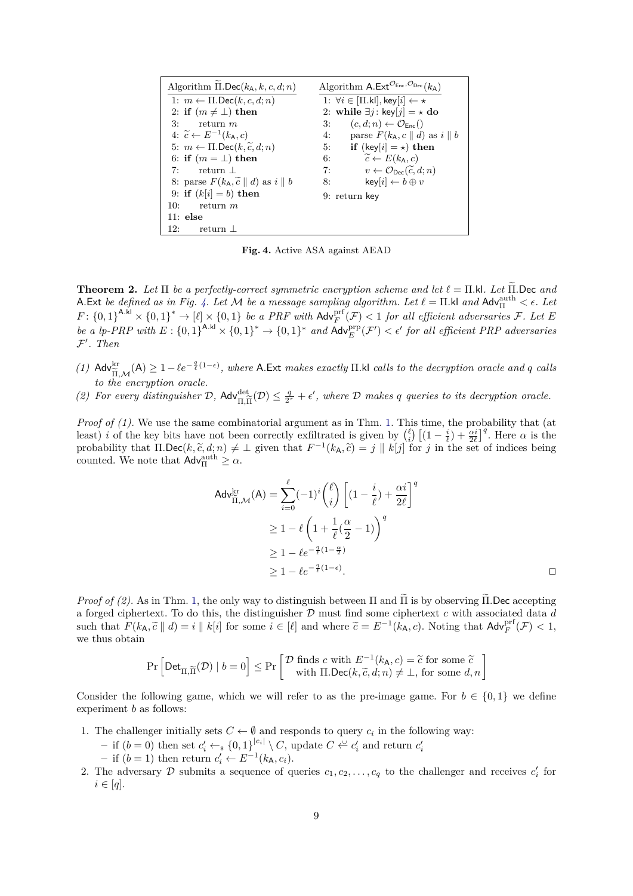| Algorithm $\widetilde{\Pi}.\mathsf{Dec}(k_\mathsf{A}, k, c, d; n)$ | Algorithm $\mathsf{A.Ext}^{\mathcal{O}_{\mathsf{Enc}}, \mathcal{O}_{\mathsf{Dec}}}(k_\mathsf{A})$ |
|---|---|
| 1: $m \leftarrow \Pi.\mathsf{Dec}(k, c, d; n)$ | 1: $\forall i \in [\Pi.\mathsf{kl}], \mathsf{key}[i] \leftarrow \star$ |
| 2: **if** $(m \neq \bot)$ **then** | 2: **while** $\exists j : \mathsf{key}[j] = \star$ **do** |
| 3: return $m$ | 3: $(c, d; n) \leftarrow \mathcal{O}_{\mathsf{Enc}}()$ |
| 4: $\widetilde{c} \leftarrow E^{-1}(k_\mathsf{A}, c)$ | 4: parse $F(k_\mathsf{A}, c \parallel d)$ as $i \parallel b$ |
| 5: $m \leftarrow \Pi.\mathsf{Dec}(k, \widetilde{c}, d; n)$ | 5: **if** $(\mathsf{key}[i] = \star)$ **then** |
| 6: **if** $(m = \bot)$ **then** | 6: $\widetilde{c} \leftarrow E(k_\mathsf{A}, c)$ |
| 7: return $\bot$ | 7: $v \leftarrow \mathcal{O}_{\mathsf{Dec}}(\widetilde{c}, d; n)$ |
| 8: parse $F(k_\mathsf{A}, \widetilde{c} \parallel d)$ as $i \parallel b$ | 8: $\mathsf{key}[i] \leftarrow b \oplus v$ |
| 9: **if** $(k[i] = b)$ **then** | 9: return $\mathsf{key}$ |
| 10: return $m$ | |
| 11: **else** | |
| 12: return $\bot$ | |

**Fig. 4.** Active ASA against AEAD

**Theorem 2.** *Let $\Pi$ be a perfectly-correct symmetric encryption scheme and let $\ell = \Pi.\mathsf{kl}$. Let $\widetilde{\Pi}.\mathsf{Dec}$ and $\mathsf{A.Ext}$ be defined as in Fig. 4. Let $\mathcal{M}$ be a message sampling algorithm. Let $\ell = \Pi.\mathsf{kl}$ and $\mathsf{Adv}^{\mathrm{auth}}_{\Pi} < \epsilon$. Let $F : \{0,1\}^{\mathsf{A.kl}} \times \{0,1\}^* \to [\ell] \times \{0,1\}$ be a PRF with $\mathsf{Adv}^{\mathrm{prf}}_{F}(\mathcal{F}) < 1$ for all efficient adversaries $\mathcal{F}$. Let $E$ be a lp-PRP with $E : \{0,1\}^{\mathsf{A.kl}} \times \{0,1\}^* \to \{0,1\}^*$ and $\mathsf{Adv}^{\mathrm{prp}}_{E}(\mathcal{F}') < \epsilon'$ for all efficient PRP adversaries $\mathcal{F}'$. Then*

*(1) $\mathsf{Adv}^{\mathrm{kr}}_{\Pi,\mathcal{M}}(\mathsf{A}) \geq 1 - \ell e^{-\frac{q}{\ell}(1-\epsilon)}$, where $\mathsf{A.Ext}$ makes exactly $\Pi.\mathsf{kl}$ calls to the decryption oracle and $q$ calls to the encryption oracle.*

*(2) For every distinguisher $\mathcal{D}$, $\mathsf{Adv}^{\mathrm{det}}_{\Pi,\widetilde{\Pi}}(\mathcal{D}) \leq \frac{q}{2^\tau} + \epsilon'$, where $\mathcal{D}$ makes $q$ queries to its decryption oracle.*

*Proof of (1).* We use the same combinatorial argument as in Thm. 1. This time, the probability that (at least) $i$ of the key bits have not been correctly exfiltrated is given by $\binom{\ell}{i}\left[(1-\frac{i}{\ell}) + \frac{\alpha i}{2\ell}\right]^q$. Here $\alpha$ is the probability that $\Pi.\mathsf{Dec}(k, \widetilde{c}, d; n) \neq \bot$ given that $F^{-1}(k_\mathsf{A}, \widetilde{c}) = j \parallel k[j]$ for $j$ in the set of indices being counted. We note that $\mathsf{Adv}^{\mathrm{auth}}_{\Pi} \geq \alpha$.

$$
\begin{aligned}
\mathsf{Adv}^{\mathrm{kr}}_{\Pi,\mathcal{M}}(\mathsf{A}) &= \sum_{i=0}^{\ell} (-1)^i \binom{\ell}{i} \left[(1 - \frac{i}{\ell}) + \frac{\alpha i}{2\ell}\right]^q \\
&\geq 1 - \ell \left(1 + \frac{1}{\ell}(\frac{\alpha}{2} - 1)\right)^q \\
&\geq 1 - \ell e^{-\frac{q}{\ell}(1-\frac{\alpha}{2})} \\
&\geq 1 - \ell e^{-\frac{q}{\ell}(1-\epsilon)}.
\end{aligned}
$$

□

*Proof of (2).* As in Thm. 1, the only way to distinguish between $\Pi$ and $\widetilde{\Pi}$ is by observing $\widetilde{\Pi}.\mathsf{Dec}$ accepting a forged ciphertext. To do this, the distinguisher $\mathcal{D}$ must find some ciphertext $c$ with associated data $d$ such that $F(k_\mathsf{A}, \widetilde{c} \parallel d) = i \parallel k[i]$ for some $i \in [\ell]$ and where $\widetilde{c} = E^{-1}(k_\mathsf{A}, c)$. Noting that $\mathsf{Adv}^{\mathrm{prf}}_{F}(\mathcal{F}) < 1$, we thus obtain

$$
\Pr\left[\mathsf{Det}_{\Pi,\widetilde{\Pi}}(\mathcal{D}) \mid b = 0\right] \leq \Pr\left[\begin{array}{l}\mathcal{D} \text{ finds } c \text{ with } E^{-1}(k_\mathsf{A}, c) = \widetilde{c} \text{ for some } \widetilde{c} \\ \quad \text{with } \Pi.\mathsf{Dec}(k, \widetilde{c}, d; n) \neq \bot, \text{ for some } d, n\end{array}\right]
$$

Consider the following game, which we will refer to as the pre-image game. For $b \in \{0,1\}$ we define experiment $b$ as follows:

1. The challenger initially sets $C \leftarrow \emptyset$ and responds to query $c_i$ in the following way:
   - if $(b = 0)$ then set $c'_i \leftarrow_{\$} \{0,1\}^{|c_i|} \setminus C$, update $C \xleftarrow{\cup} c'_i$ and return $c'_i$
   - if $(b = 1)$ then return $c'_i \leftarrow E^{-1}(k_\mathsf{A}, c_i)$.
2. The adversary $\mathcal{D}$ submits a sequence of queries $c_1, c_2, \ldots, c_q$ to the challenger and receives $c'_i$ for $i \in [q]$.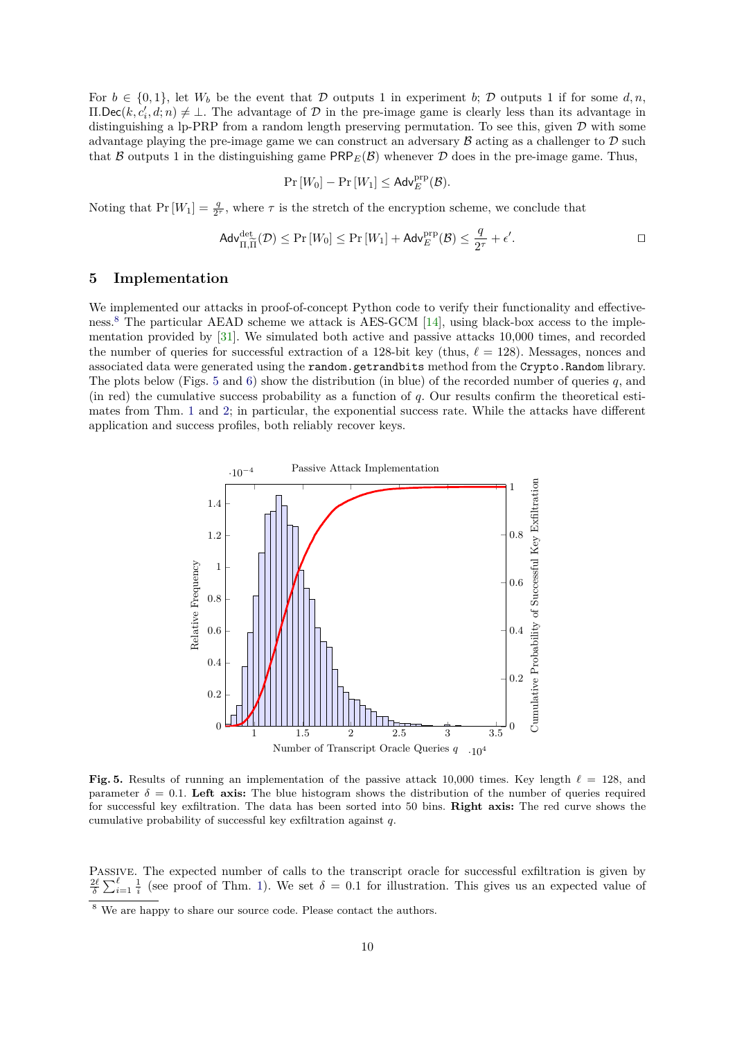For $b \in \{0,1\}$, let $W_b$ be the event that $\mathcal{D}$ outputs 1 in experiment $b$; $\mathcal{D}$ outputs 1 if for some $d, n$, $\Pi.\mathsf{Dec}(k, c_i', d; n) \neq \perp$. The advantage of $\mathcal{D}$ in the pre-image game is clearly less than its advantage in distinguishing a lp-PRP from a random length preserving permutation. To see this, given $\mathcal{D}$ with some advantage playing the pre-image game we can construct an adversary $\mathcal{B}$ acting as a challenger to $\mathcal{D}$ such that $\mathcal{B}$ outputs 1 in the distinguishing game $\mathsf{PRP}_E(\mathcal{B})$ whenever $\mathcal{D}$ does in the pre-image game. Thus,

$$\Pr[W_0] - \Pr[W_1] \leq \mathsf{Adv}_E^{\mathrm{prp}}(\mathcal{B}).$$

Noting that $\Pr[W_1] = \frac{q}{2^\tau}$, where $\tau$ is the stretch of the encryption scheme, we conclude that

$$\mathsf{Adv}_{\Pi,\widetilde{\Pi}}^{\mathrm{det}}(\mathcal{D}) \leq \Pr[W_0] \leq \Pr[W_1] + \mathsf{Adv}_E^{\mathrm{prp}}(\mathcal{B}) \leq \frac{q}{2^\tau} + \epsilon'.$$

□

## 5 Implementation

We implemented our attacks in proof-of-concept Python code to verify their functionality and effectiveness.[8] The particular AEAD scheme we attack is AES-GCM [14], using black-box access to the implementation provided by [31]. We simulated both active and passive attacks 10,000 times, and recorded the number of queries for successful extraction of a 128-bit key (thus, $\ell = 128$). Messages, nonces and associated data were generated using the `random.getrandbits` method from the `Crypto.Random` library. The plots below (Figs. 5 and 6) show the distribution (in blue) of the recorded number of queries $q$, and (in red) the cumulative success probability as a function of $q$. Our results confirm the theoretical estimates from Thm. 1 and 2; in particular, the exponential success rate. While the attacks have different application and success profiles, both reliably recover keys.

**Fig. 5.** Results of running an implementation of the passive attack 10,000 times. Key length $\ell = 128$, and parameter $\delta = 0.1$. **Left axis:** The blue histogram shows the distribution of the number of queries required for successful key exfiltration. The data has been sorted into 50 bins. **Right axis:** The red curve shows the cumulative probability of successful key exfiltration against $q$.

PASSIVE. The expected number of calls to the transcript oracle for successful exfiltration is given by $\frac{2\ell}{\delta}\sum_{i=1}^{\ell}\frac{1}{i}$ (see proof of Thm. 1). We set $\delta = 0.1$ for illustration. This gives us an expected value of

[8] We are happy to share our source code. Please contact the authors.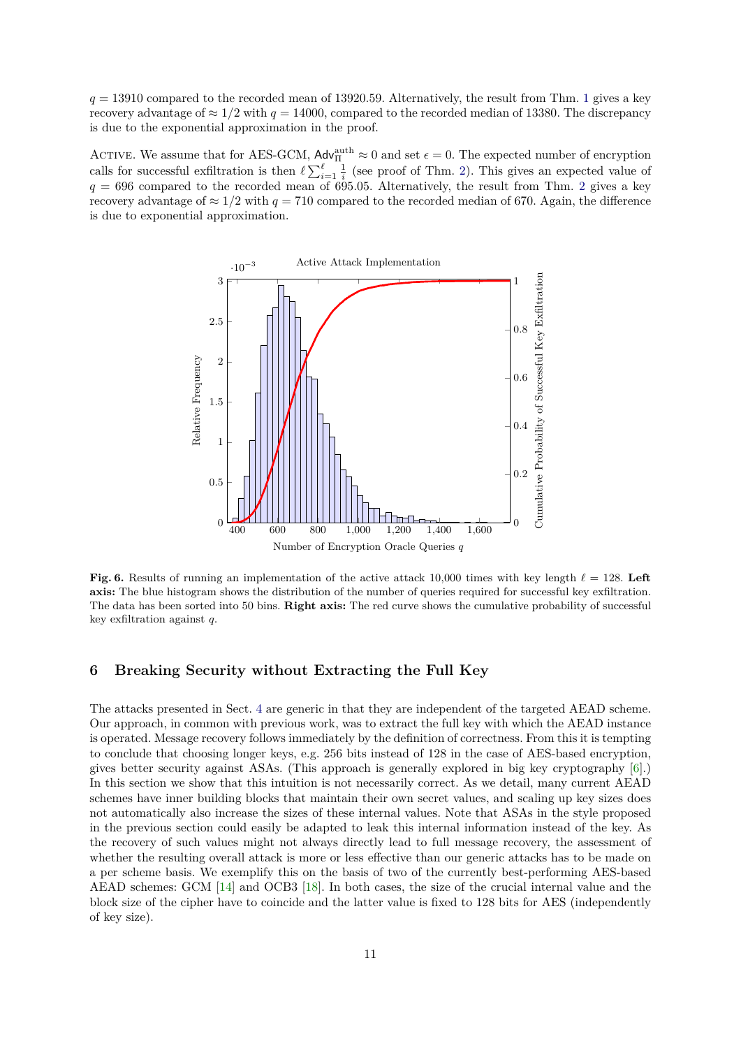$q = 13910$ compared to the recorded mean of 13920.59. Alternatively, the result from Thm. 1 gives a key recovery advantage of $\approx 1/2$ with $q = 14000$, compared to the recorded median of 13380. The discrepancy is due to the exponential approximation in the proof.

Active. We assume that for AES-GCM, $\mathsf{Adv}^{\mathrm{auth}}_{\Pi} \approx 0$ and set $\epsilon = 0$. The expected number of encryption calls for successful exfiltration is then $\ell \sum_{i=1}^{\ell} \frac{1}{i}$ (see proof of Thm. 2). This gives an expected value of $q = 696$ compared to the recorded mean of 695.05. Alternatively, the result from Thm. 2 gives a key recovery advantage of $\approx 1/2$ with $q = 710$ compared to the recorded median of 670. Again, the difference is due to exponential approximation.

**Fig. 6.** Results of running an implementation of the active attack 10,000 times with key length $\ell = 128$. **Left axis:** The blue histogram shows the distribution of the number of queries required for successful key exfiltration. The data has been sorted into 50 bins. **Right axis:** The red curve shows the cumulative probability of successful key exfiltration against $q$.

## 6 Breaking Security without Extracting the Full Key

The attacks presented in Sect. 4 are generic in that they are independent of the targeted AEAD scheme. Our approach, in common with previous work, was to extract the full key with which the AEAD instance is operated. Message recovery follows immediately by the definition of correctness. From this it is tempting to conclude that choosing longer keys, e.g. 256 bits instead of 128 in the case of AES-based encryption, gives better security against ASAs. (This approach is generally explored in big key cryptography [6].) In this section we show that this intuition is not necessarily correct. As we detail, many current AEAD schemes have inner building blocks that maintain their own secret values, and scaling up key sizes does not automatically also increase the sizes of these internal values. Note that ASAs in the style proposed in the previous section could easily be adapted to leak this internal information instead of the key. As the recovery of such values might not always directly lead to full message recovery, the assessment of whether the resulting overall attack is more or less effective than our generic attacks has to be made on a per scheme basis. We exemplify this on the basis of two of the currently best-performing AES-based AEAD schemes: GCM [14] and OCB3 [18]. In both cases, the size of the crucial internal value and the block size of the cipher have to coincide and the latter value is fixed to 128 bits for AES (independently of key size).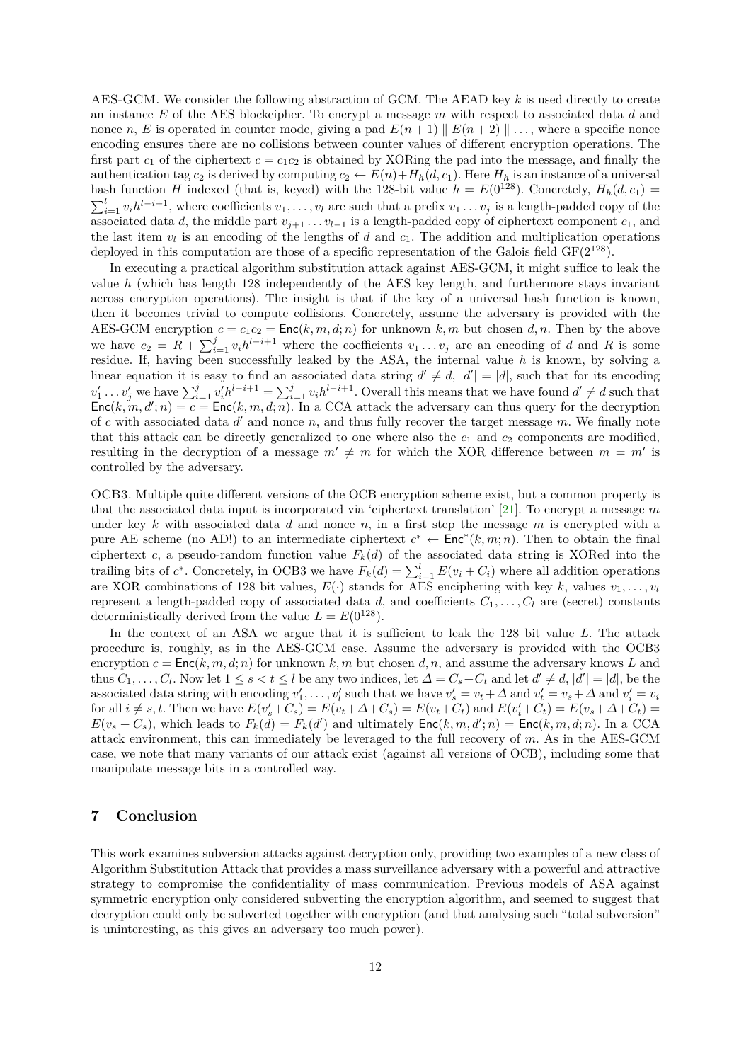AES-GCM. We consider the following abstraction of GCM. The AEAD key $k$ is used directly to create an instance $E$ of the AES blockcipher. To encrypt a message $m$ with respect to associated data $d$ and nonce $n$, $E$ is operated in counter mode, giving a pad $E(n+1) \parallel E(n+2) \parallel \ldots$, where a specific nonce encoding ensures there are no collisions between counter values of different encryption operations. The first part $c_1$ of the ciphertext $c = c_1c_2$ is obtained by XORing the pad into the message, and finally the authentication tag $c_2$ is derived by computing $c_2 \leftarrow E(n) + H_h(d, c_1)$. Here $H_h$ is an instance of a universal hash function $H$ indexed (that is, keyed) with the 128-bit value $h = E(0^{128})$. Concretely, $H_h(d, c_1) = \sum_{i=1}^{l} v_i h^{l-i+1}$, where coefficients $v_1, \ldots, v_l$ are such that a prefix $v_1 \ldots v_j$ is a length-padded copy of the associated data $d$, the middle part $v_{j+1} \ldots v_{l-1}$ is a length-padded copy of ciphertext component $c_1$, and the last item $v_l$ is an encoding of the lengths of $d$ and $c_1$. The addition and multiplication operations deployed in this computation are those of a specific representation of the Galois field $\mathrm{GF}(2^{128})$.

In executing a practical algorithm substitution attack against AES-GCM, it might suffice to leak the value $h$ (which has length 128 independently of the AES key length, and furthermore stays invariant across encryption operations). The insight is that if the key of a universal hash function is known, then it becomes trivial to compute collisions. Concretely, assume the adversary is provided with the AES-GCM encryption $c = c_1c_2 = \mathsf{Enc}(k, m, d; n)$ for unknown $k, m$ but chosen $d, n$. Then by the above we have $c_2 = R + \sum_{i=1}^{j} v_i h^{l-i+1}$ where the coefficients $v_1 \ldots v_j$ are an encoding of $d$ and $R$ is some residue. If, having been successfully leaked by the ASA, the internal value $h$ is known, by solving a linear equation it is easy to find an associated data string $d' \neq d$, $|d'| = |d|$, such that for its encoding $v'_1 \ldots v'_j$ we have $\sum_{i=1}^{j} v'_i h^{l-i+1} = \sum_{i=1}^{j} v_i h^{l-i+1}$. Overall this means that we have found $d' \neq d$ such that $\mathsf{Enc}(k, m, d'; n) = c = \mathsf{Enc}(k, m, d; n)$. In a CCA attack the adversary can thus query for the decryption of $c$ with associated data $d'$ and nonce $n$, and thus fully recover the target message $m$. We finally note that this attack can be directly generalized to one where also the $c_1$ and $c_2$ components are modified, resulting in the decryption of a message $m' \neq m$ for which the XOR difference between $m = m'$ is controlled by the adversary.

OCB3. Multiple quite different versions of the OCB encryption scheme exist, but a common property is that the associated data input is incorporated via 'ciphertext translation' [21]. To encrypt a message $m$ under key $k$ with associated data $d$ and nonce $n$, in a first step the message $m$ is encrypted with a pure AE scheme (no AD!) to an intermediate ciphertext $c^* \leftarrow \mathsf{Enc}^*(k, m; n)$. Then to obtain the final ciphertext $c$, a pseudo-random function value $F_k(d)$ of the associated data string is XORed into the trailing bits of $c^*$. Concretely, in OCB3 we have $F_k(d) = \sum_{i=1}^{l} E(v_i + C_i)$ where all addition operations are XOR combinations of 128 bit values, $E(\cdot)$ stands for AES enciphering with key $k$, values $v_1, \ldots, v_l$ represent a length-padded copy of associated data $d$, and coefficients $C_1, \ldots, C_l$ are (secret) constants deterministically derived from the value $L = E(0^{128})$.

In the context of an ASA we argue that it is sufficient to leak the 128 bit value $L$. The attack procedure is, roughly, as in the AES-GCM case. Assume the adversary is provided with the OCB3 encryption $c = \mathsf{Enc}(k, m, d; n)$ for unknown $k, m$ but chosen $d, n$, and assume the adversary knows $L$ and thus $C_1, \ldots, C_l$. Now let $1 \leq s < t \leq l$ be any two indices, let $\Delta = C_s + C_t$ and let $d' \neq d$, $|d'| = |d|$, be the associated data string with encoding $v'_1, \ldots, v'_l$ such that we have $v'_s = v_t + \Delta$ and $v'_t = v_s + \Delta$ and $v'_i = v_i$ for all $i \neq s, t$. Then we have $E(v'_s + C_s) = E(v_t + \Delta + C_s) = E(v_t + C_t)$ and $E(v'_t + C_t) = E(v_s + \Delta + C_t) = E(v_s + C_s)$, which leads to $F_k(d) = F_k(d')$ and ultimately $\mathsf{Enc}(k, m, d'; n) = \mathsf{Enc}(k, m, d; n)$. In a CCA attack environment, this can immediately be leveraged to the full recovery of $m$. As in the AES-GCM case, we note that many variants of our attack exist (against all versions of OCB), including some that manipulate message bits in a controlled way.

## 7 Conclusion

This work examines subversion attacks against decryption only, providing two examples of a new class of Algorithm Substitution Attack that provides a mass surveillance adversary with a powerful and attractive strategy to compromise the confidentiality of mass communication. Previous models of ASA against symmetric encryption only considered subverting the encryption algorithm, and seemed to suggest that decryption could only be subverted together with encryption (and that analysing such "total subversion" is uninteresting, as this gives an adversary too much power).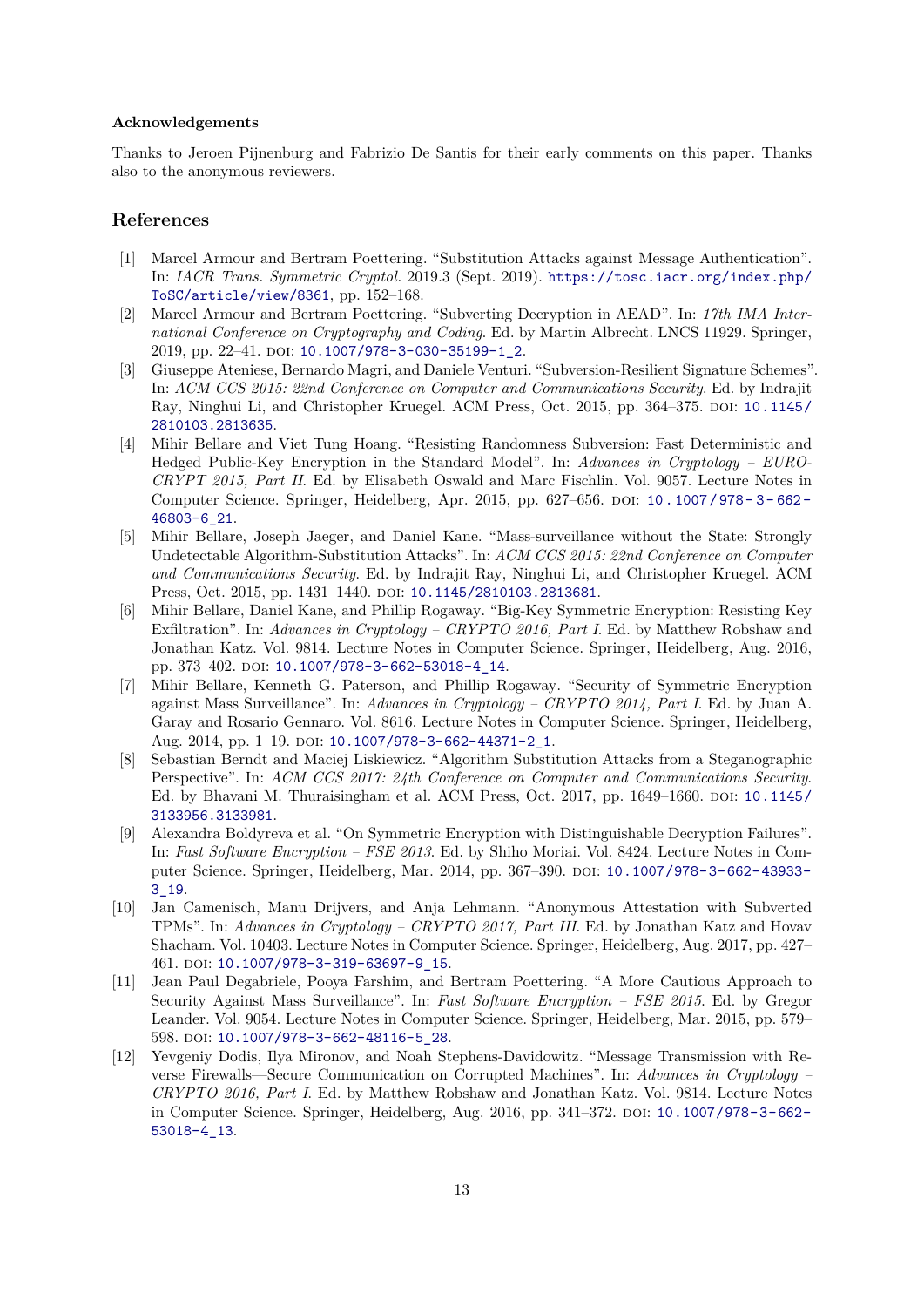#### Acknowledgements

Thanks to Jeroen Pijnenburg and Fabrizio De Santis for their early comments on this paper. Thanks also to the anonymous reviewers.

## References

[1] Marcel Armour and Bertram Poettering. "Substitution Attacks against Message Authentication". In: *IACR Trans. Symmetric Cryptol.* 2019.3 (Sept. 2019). https://tosc.iacr.org/index.php/ToSC/article/view/8361, pp. 152–168.

[2] Marcel Armour and Bertram Poettering. "Subverting Decryption in AEAD". In: *17th IMA International Conference on Cryptography and Coding*. Ed. by Martin Albrecht. LNCS 11929. Springer, 2019, pp. 22–41. DOI: 10.1007/978-3-030-35199-1_2.

[3] Giuseppe Ateniese, Bernardo Magri, and Daniele Venturi. "Subversion-Resilient Signature Schemes". In: *ACM CCS 2015: 22nd Conference on Computer and Communications Security*. Ed. by Indrajit Ray, Ninghui Li, and Christopher Kruegel. ACM Press, Oct. 2015, pp. 364–375. DOI: 10.1145/2810103.2813635.

[4] Mihir Bellare and Viet Tung Hoang. "Resisting Randomness Subversion: Fast Deterministic and Hedged Public-Key Encryption in the Standard Model". In: *Advances in Cryptology – EUROCRYPT 2015, Part II*. Ed. by Elisabeth Oswald and Marc Fischlin. Vol. 9057. Lecture Notes in Computer Science. Springer, Heidelberg, Apr. 2015, pp. 627–656. DOI: 10.1007/978-3-662-46803-6_21.

[5] Mihir Bellare, Joseph Jaeger, and Daniel Kane. "Mass-surveillance without the State: Strongly Undetectable Algorithm-Substitution Attacks". In: *ACM CCS 2015: 22nd Conference on Computer and Communications Security*. Ed. by Indrajit Ray, Ninghui Li, and Christopher Kruegel. ACM Press, Oct. 2015, pp. 1431–1440. DOI: 10.1145/2810103.2813681.

[6] Mihir Bellare, Daniel Kane, and Phillip Rogaway. "Big-Key Symmetric Encryption: Resisting Key Exfiltration". In: *Advances in Cryptology – CRYPTO 2016, Part I*. Ed. by Matthew Robshaw and Jonathan Katz. Vol. 9814. Lecture Notes in Computer Science. Springer, Heidelberg, Aug. 2016, pp. 373–402. DOI: 10.1007/978-3-662-53018-4_14.

[7] Mihir Bellare, Kenneth G. Paterson, and Phillip Rogaway. "Security of Symmetric Encryption against Mass Surveillance". In: *Advances in Cryptology – CRYPTO 2014, Part I*. Ed. by Juan A. Garay and Rosario Gennaro. Vol. 8616. Lecture Notes in Computer Science. Springer, Heidelberg, Aug. 2014, pp. 1–19. DOI: 10.1007/978-3-662-44371-2_1.

[8] Sebastian Berndt and Maciej Liskiewicz. "Algorithm Substitution Attacks from a Steganographic Perspective". In: *ACM CCS 2017: 24th Conference on Computer and Communications Security*. Ed. by Bhavani M. Thuraisingham et al. ACM Press, Oct. 2017, pp. 1649–1660. DOI: 10.1145/3133956.3133981.

[9] Alexandra Boldyreva et al. "On Symmetric Encryption with Distinguishable Decryption Failures". In: *Fast Software Encryption – FSE 2013*. Ed. by Shiho Moriai. Vol. 8424. Lecture Notes in Computer Science. Springer, Heidelberg, Mar. 2014, pp. 367–390. DOI: 10.1007/978-3-662-43933-3_19.

[10] Jan Camenisch, Manu Drijvers, and Anja Lehmann. "Anonymous Attestation with Subverted TPMs". In: *Advances in Cryptology – CRYPTO 2017, Part III*. Ed. by Jonathan Katz and Hovav Shacham. Vol. 10403. Lecture Notes in Computer Science. Springer, Heidelberg, Aug. 2017, pp. 427–461. DOI: 10.1007/978-3-319-63697-9_15.

[11] Jean Paul Degabriele, Pooya Farshim, and Bertram Poettering. "A More Cautious Approach to Security Against Mass Surveillance". In: *Fast Software Encryption – FSE 2015*. Ed. by Gregor Leander. Vol. 9054. Lecture Notes in Computer Science. Springer, Heidelberg, Mar. 2015, pp. 579–598. DOI: 10.1007/978-3-662-48116-5_28.

[12] Yevgeniy Dodis, Ilya Mironov, and Noah Stephens-Davidowitz. "Message Transmission with Reverse Firewalls—Secure Communication on Corrupted Machines". In: *Advances in Cryptology – CRYPTO 2016, Part I*. Ed. by Matthew Robshaw and Jonathan Katz. Vol. 9814. Lecture Notes in Computer Science. Springer, Heidelberg, Aug. 2016, pp. 341–372. DOI: 10.1007/978-3-662-53018-4_13.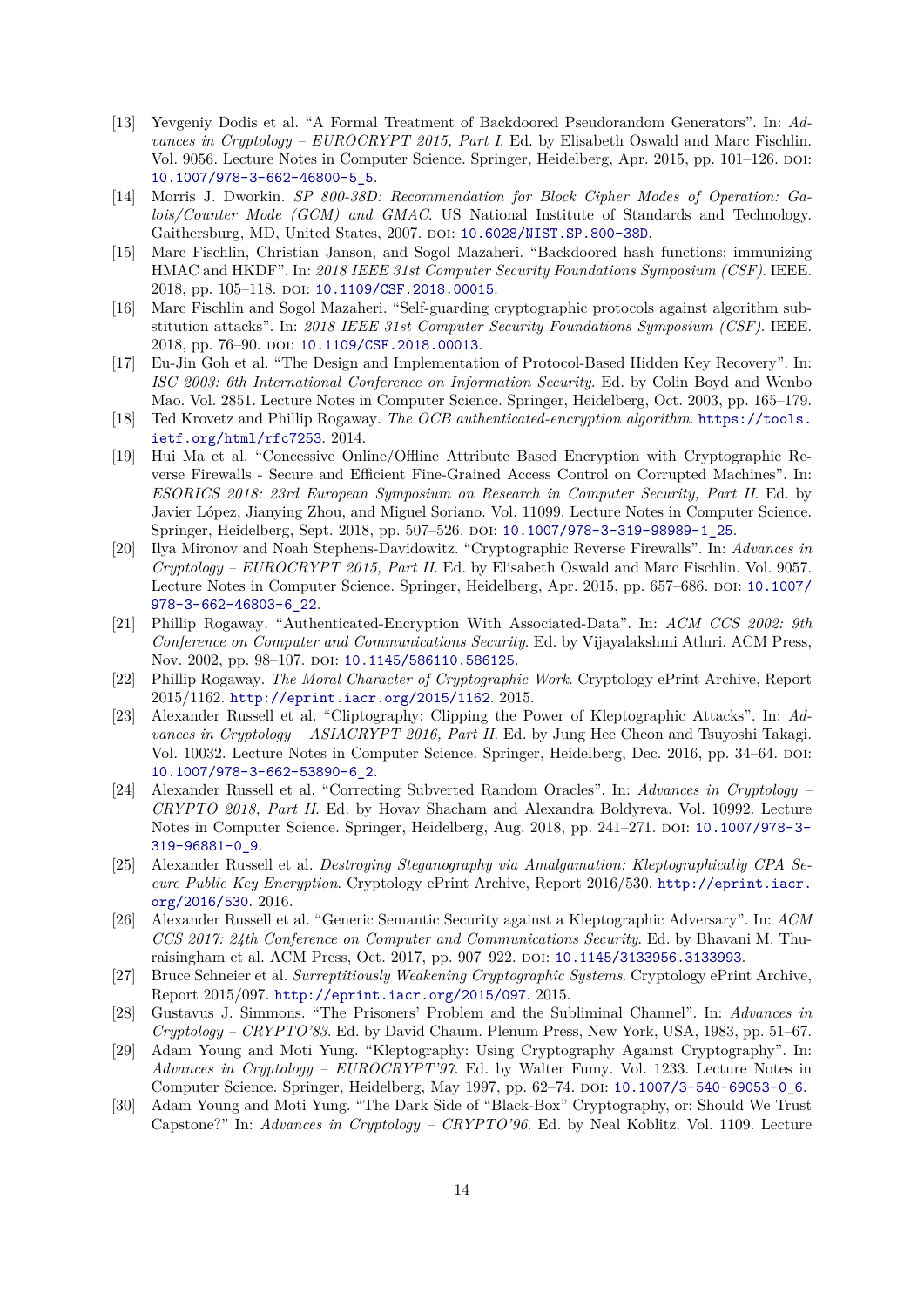- [13] Yevgeniy Dodis et al. "A Formal Treatment of Backdoored Pseudorandom Generators". In: *Advances in Cryptology – EUROCRYPT 2015, Part I*. Ed. by Elisabeth Oswald and Marc Fischlin. Vol. 9056. Lecture Notes in Computer Science. Springer, Heidelberg, Apr. 2015, pp. 101–126. DOI: 10.1007/978-3-662-46800-5_5.
- [14] Morris J. Dworkin. *SP 800-38D: Recommendation for Block Cipher Modes of Operation: Galois/Counter Mode (GCM) and GMAC*. US National Institute of Standards and Technology. Gaithersburg, MD, United States, 2007. DOI: 10.6028/NIST.SP.800-38D.
- [15] Marc Fischlin, Christian Janson, and Sogol Mazaheri. "Backdoored hash functions: immunizing HMAC and HKDF". In: *2018 IEEE 31st Computer Security Foundations Symposium (CSF)*. IEEE. 2018, pp. 105–118. DOI: 10.1109/CSF.2018.00015.
- [16] Marc Fischlin and Sogol Mazaheri. "Self-guarding cryptographic protocols against algorithm substitution attacks". In: *2018 IEEE 31st Computer Security Foundations Symposium (CSF)*. IEEE. 2018, pp. 76–90. DOI: 10.1109/CSF.2018.00013.
- [17] Eu-Jin Goh et al. "The Design and Implementation of Protocol-Based Hidden Key Recovery". In: *ISC 2003: 6th International Conference on Information Security*. Ed. by Colin Boyd and Wenbo Mao. Vol. 2851. Lecture Notes in Computer Science. Springer, Heidelberg, Oct. 2003, pp. 165–179.
- [18] Ted Krovetz and Phillip Rogaway. *The OCB authenticated-encryption algorithm*. https://tools.ietf.org/html/rfc7253. 2014.
- [19] Hui Ma et al. "Concessive Online/Offline Attribute Based Encryption with Cryptographic Reverse Firewalls - Secure and Efficient Fine-Grained Access Control on Corrupted Machines". In: *ESORICS 2018: 23rd European Symposium on Research in Computer Security, Part II*. Ed. by Javier López, Jianying Zhou, and Miguel Soriano. Vol. 11099. Lecture Notes in Computer Science. Springer, Heidelberg, Sept. 2018, pp. 507–526. DOI: 10.1007/978-3-319-98989-1_25.
- [20] Ilya Mironov and Noah Stephens-Davidowitz. "Cryptographic Reverse Firewalls". In: *Advances in Cryptology – EUROCRYPT 2015, Part II*. Ed. by Elisabeth Oswald and Marc Fischlin. Vol. 9057. Lecture Notes in Computer Science. Springer, Heidelberg, Apr. 2015, pp. 657–686. DOI: 10.1007/978-3-662-46803-6_22.
- [21] Phillip Rogaway. "Authenticated-Encryption With Associated-Data". In: *ACM CCS 2002: 9th Conference on Computer and Communications Security*. Ed. by Vijayalakshmi Atluri. ACM Press, Nov. 2002, pp. 98–107. DOI: 10.1145/586110.586125.
- [22] Phillip Rogaway. *The Moral Character of Cryptographic Work*. Cryptology ePrint Archive, Report 2015/1162. http://eprint.iacr.org/2015/1162. 2015.
- [23] Alexander Russell et al. "Cliptography: Clipping the Power of Kleptographic Attacks". In: *Advances in Cryptology – ASIACRYPT 2016, Part II*. Ed. by Jung Hee Cheon and Tsuyoshi Takagi. Vol. 10032. Lecture Notes in Computer Science. Springer, Heidelberg, Dec. 2016, pp. 34–64. DOI: 10.1007/978-3-662-53890-6_2.
- [24] Alexander Russell et al. "Correcting Subverted Random Oracles". In: *Advances in Cryptology – CRYPTO 2018, Part II*. Ed. by Hovav Shacham and Alexandra Boldyreva. Vol. 10992. Lecture Notes in Computer Science. Springer, Heidelberg, Aug. 2018, pp. 241–271. DOI: 10.1007/978-3-319-96881-0_9.
- [25] Alexander Russell et al. *Destroying Steganography via Amalgamation: Kleptographically CPA Secure Public Key Encryption*. Cryptology ePrint Archive, Report 2016/530. http://eprint.iacr.org/2016/530. 2016.
- [26] Alexander Russell et al. "Generic Semantic Security against a Kleptographic Adversary". In: *ACM CCS 2017: 24th Conference on Computer and Communications Security*. Ed. by Bhavani M. Thuraisingham et al. ACM Press, Oct. 2017, pp. 907–922. DOI: 10.1145/3133956.3133993.
- [27] Bruce Schneier et al. *Surreptitiously Weakening Cryptographic Systems*. Cryptology ePrint Archive, Report 2015/097. http://eprint.iacr.org/2015/097. 2015.
- [28] Gustavus J. Simmons. "The Prisoners' Problem and the Subliminal Channel". In: *Advances in Cryptology – CRYPTO'83*. Ed. by David Chaum. Plenum Press, New York, USA, 1983, pp. 51–67.
- [29] Adam Young and Moti Yung. "Kleptography: Using Cryptography Against Cryptography". In: *Advances in Cryptology – EUROCRYPT'97*. Ed. by Walter Fumy. Vol. 1233. Lecture Notes in Computer Science. Springer, Heidelberg, May 1997, pp. 62–74. DOI: 10.1007/3-540-69053-0_6.
- [30] Adam Young and Moti Yung. "The Dark Side of "Black-Box" Cryptography, or: Should We Trust Capstone?" In: *Advances in Cryptology – CRYPTO'96*. Ed. by Neal Koblitz. Vol. 1109. Lecture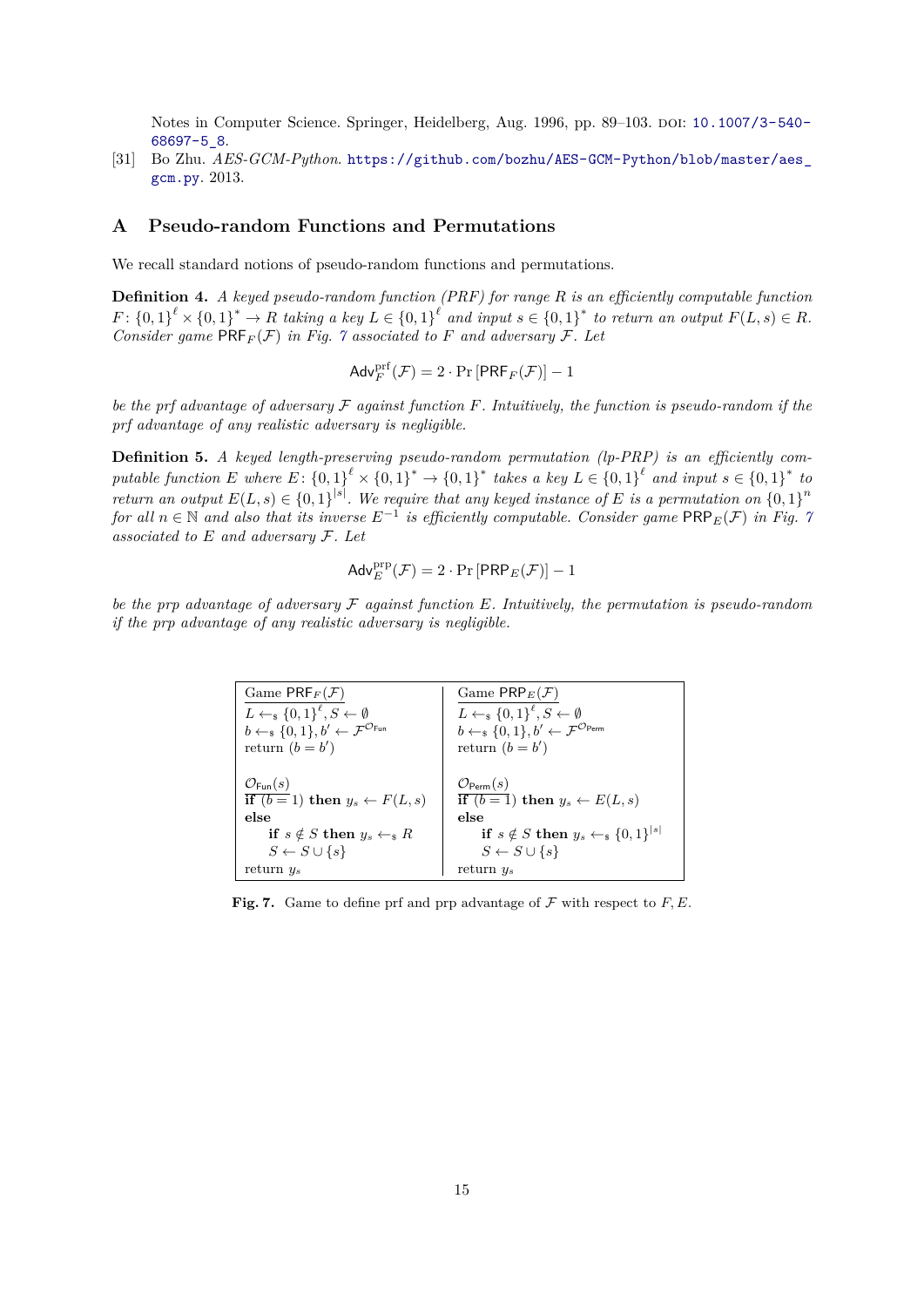Notes in Computer Science. Springer, Heidelberg, Aug. 1996, pp. 89–103. DOI: 10.1007/3-540-68697-5_8.

[31] Bo Zhu. *AES-GCM-Python*. https://github.com/bozhu/AES-GCM-Python/blob/master/aes_gcm.py. 2013.

## A Pseudo-random Functions and Permutations

We recall standard notions of pseudo-random functions and permutations.

**Definition 4.** *A keyed pseudo-random function (PRF) for range $R$ is an efficiently computable function $F\colon \{0,1\}^\ell \times \{0,1\}^* \to R$ taking a key $L \in \{0,1\}^\ell$ and input $s \in \{0,1\}^*$ to return an output $F(L,s) \in R$. Consider game $\mathsf{PRF}_F(\mathcal{F})$ in Fig. 7 associated to $F$ and adversary $\mathcal{F}$. Let*

$$\mathsf{Adv}_F^{\mathrm{prf}}(\mathcal{F}) = 2 \cdot \Pr\left[\mathsf{PRF}_F(\mathcal{F})\right] - 1$$

*be the prf advantage of adversary $\mathcal{F}$ against function $F$. Intuitively, the function is pseudo-random if the prf advantage of any realistic adversary is negligible.*

**Definition 5.** *A keyed length-preserving pseudo-random permutation (lp-PRP) is an efficiently computable function $E$ where $E\colon \{0,1\}^\ell \times \{0,1\}^* \to \{0,1\}^*$ takes a key $L \in \{0,1\}^\ell$ and input $s \in \{0,1\}^*$ to return an output $E(L,s) \in \{0,1\}^{|s|}$. We require that any keyed instance of $E$ is a permutation on $\{0,1\}^n$ for all $n \in \mathbb{N}$ and also that its inverse $E^{-1}$ is efficiently computable. Consider game $\mathsf{PRP}_E(\mathcal{F})$ in Fig. 7 associated to $E$ and adversary $\mathcal{F}$. Let*

$$\mathsf{Adv}_E^{\mathrm{prp}}(\mathcal{F}) = 2 \cdot \Pr\left[\mathsf{PRP}_E(\mathcal{F})\right] - 1$$

*be the prp advantage of adversary $\mathcal{F}$ against function $E$. Intuitively, the permutation is pseudo-random if the prp advantage of any realistic adversary is negligible.*

| Game $\mathsf{PRF}_F(\mathcal{F})$ | Game $\mathsf{PRP}_E(\mathcal{F})$ |
| --- | --- |
| $L \leftarrow_\$ \{0,1\}^\ell, S \leftarrow \emptyset$ | $L \leftarrow_\$ \{0,1\}^\ell, S \leftarrow \emptyset$ |
| $b \leftarrow_\$ \{0,1\}, b' \leftarrow \mathcal{F}^{\mathcal{O}_{\mathsf{Fun}}}$ | $b \leftarrow_\$ \{0,1\}, b' \leftarrow \mathcal{F}^{\mathcal{O}_{\mathsf{Perm}}}$ |
| return $(b = b')$ | return $(b = b')$ |
| | |
| $\mathcal{O}_{\mathsf{Fun}}(s)$ | $\mathcal{O}_{\mathsf{Perm}}(s)$ |
| **if** $(b = 1)$ **then** $y_s \leftarrow F(L,s)$ | **if** $(b = 1)$ **then** $y_s \leftarrow E(L,s)$ |
| **else** | **else** |
| **if** $s \notin S$ **then** $y_s \leftarrow_\$ R$ | **if** $s \notin S$ **then** $y_s \leftarrow_\$ \{0,1\}^{\lvert s \rvert}$ |
| $S \leftarrow S \cup \{s\}$ | $S \leftarrow S \cup \{s\}$ |
| return $y_s$ | return $y_s$ |

**Fig. 7.** Game to define prf and prp advantage of $\mathcal{F}$ with respect to $F, E$.